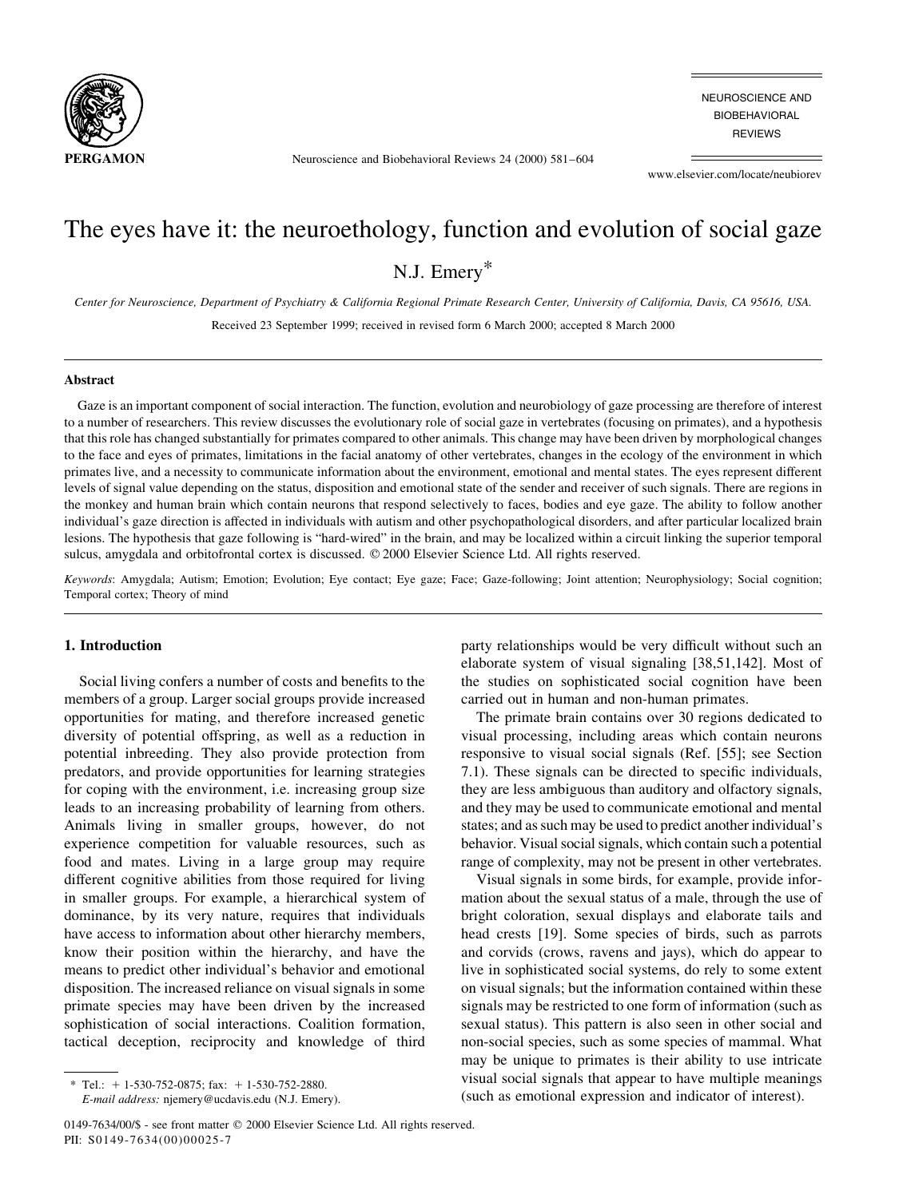# The eyes have it: the neuroethology, function and evolution of social gaze

N.J. Emery*

*Center for Neuroscience, Department of Psychiatry & California Regional Primate Research Center, University of California, Davis, CA 95616, USA.*

Received 23 September 1999; received in revised form 6 March 2000; accepted 8 March 2000

## Abstract

Gaze is an important component of social interaction. The function, evolution and neurobiology of gaze processing are therefore of interest to a number of researchers. This review discusses the evolutionary role of social gaze in vertebrates (focusing on primates), and a hypothesis that this role has changed substantially for primates compared to other animals. This change may have been driven by morphological changes to the face and eyes of primates, limitations in the facial anatomy of other vertebrates, changes in the ecology of the environment in which primates live, and a necessity to communicate information about the environment, emotional and mental states. The eyes represent different levels of signal value depending on the status, disposition and emotional state of the sender and receiver of such signals. There are regions in the monkey and human brain which contain neurons that respond selectively to faces, bodies and eye gaze. The ability to follow another individual's gaze direction is affected in individuals with autism and other psychopathological disorders, and after particular localized brain lesions. The hypothesis that gaze following is "hard-wired" in the brain, and may be localized within a circuit linking the superior temporal sulcus, amygdala and orbitofrontal cortex is discussed. © 2000 Elsevier Science Ltd. All rights reserved.

*Keywords*: Amygdala; Autism; Emotion; Evolution; Eye contact; Eye gaze; Face; Gaze-following; Joint attention; Neurophysiology; Social cognition; Temporal cortex; Theory of mind

## 1. Introduction

Social living confers a number of costs and benefits to the members of a group. Larger social groups provide increased opportunities for mating, and therefore increased genetic diversity of potential offspring, as well as a reduction in potential inbreeding. They also provide protection from predators, and provide opportunities for learning strategies for coping with the environment, i.e. increasing group size leads to an increasing probability of learning from others. Animals living in smaller groups, however, do not experience competition for valuable resources, such as food and mates. Living in a large group may require different cognitive abilities from those required for living in smaller groups. For example, a hierarchical system of dominance, by its very nature, requires that individuals have access to information about other hierarchy members, know their position within the hierarchy, and have the means to predict other individual's behavior and emotional disposition. The increased reliance on visual signals in some primate species may have been driven by the increased sophistication of social interactions. Coalition formation, tactical deception, reciprocity and knowledge of third party relationships would be very difficult without such an elaborate system of visual signaling [38,51,142]. Most of the studies on sophisticated social cognition have been carried out in human and non-human primates.

The primate brain contains over 30 regions dedicated to visual processing, including areas which contain neurons responsive to visual social signals (Ref. [55]; see Section 7.1). These signals can be directed to specific individuals, they are less ambiguous than auditory and olfactory signals, and they may be used to communicate emotional and mental states; and as such may be used to predict another individual's behavior. Visual social signals, which contain such a potential range of complexity, may not be present in other vertebrates.

Visual signals in some birds, for example, provide information about the sexual status of a male, through the use of bright coloration, sexual displays and elaborate tails and head crests [19]. Some species of birds, such as parrots and corvids (crows, ravens and jays), which do appear to live in sophisticated social systems, do rely to some extent on visual signals; but the information contained within these signals may be restricted to one form of information (such as sexual status). This pattern is also seen in other social and non-social species, such as some species of mammal. What may be unique to primates is their ability to use intricate visual social signals that appear to have multiple meanings (such as emotional expression and indicator of interest).

\* Tel.: + 1-530-752-0875; fax: + 1-530-752-2880.
*E-mail address:* njemery@ucdavis.edu (N.J. Emery).

0149-7634/00/$ - see front matter © 2000 Elsevier Science Ltd. All rights reserved.
PII: S0149-7634(00)00025-7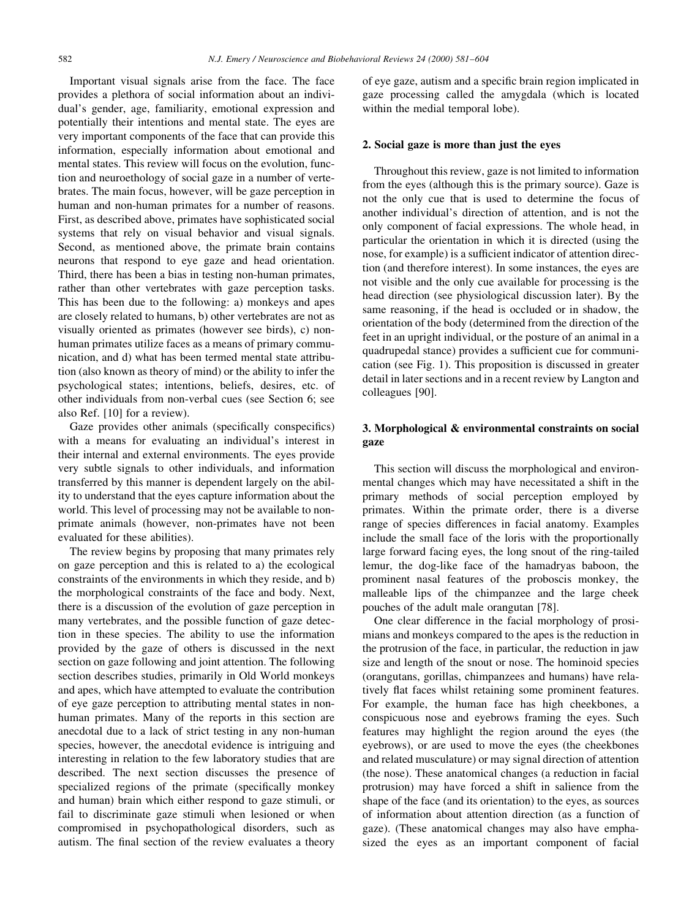Important visual signals arise from the face. The face provides a plethora of social information about an individual's gender, age, familiarity, emotional expression and potentially their intentions and mental state. The eyes are very important components of the face that can provide this information, especially information about emotional and mental states. This review will focus on the evolution, function and neuroethology of social gaze in a number of vertebrates. The main focus, however, will be gaze perception in human and non-human primates for a number of reasons. First, as described above, primates have sophisticated social systems that rely on visual behavior and visual signals. Second, as mentioned above, the primate brain contains neurons that respond to eye gaze and head orientation. Third, there has been a bias in testing non-human primates, rather than other vertebrates with gaze perception tasks. This has been due to the following: a) monkeys and apes are closely related to humans, b) other vertebrates are not as visually oriented as primates (however see birds), c) non-human primates utilize faces as a means of primary communication, and d) what has been termed mental state attribution (also known as theory of mind) or the ability to infer the psychological states; intentions, beliefs, desires, etc. of other individuals from non-verbal cues (see Section 6; see also Ref. [10] for a review).

Gaze provides other animals (specifically conspecifics) with a means for evaluating an individual's interest in their internal and external environments. The eyes provide very subtle signals to other individuals, and information transferred by this manner is dependent largely on the ability to understand that the eyes capture information about the world. This level of processing may not be available to non-primate animals (however, non-primates have not been evaluated for these abilities).

The review begins by proposing that many primates rely on gaze perception and this is related to a) the ecological constraints of the environments in which they reside, and b) the morphological constraints of the face and body. Next, there is a discussion of the evolution of gaze perception in many vertebrates, and the possible function of gaze detection in these species. The ability to use the information provided by the gaze of others is discussed in the next section on gaze following and joint attention. The following section describes studies, primarily in Old World monkeys and apes, which have attempted to evaluate the contribution of eye gaze perception to attributing mental states in non-human primates. Many of the reports in this section are anecdotal due to a lack of strict testing in any non-human species, however, the anecdotal evidence is intriguing and interesting in relation to the few laboratory studies that are described. The next section discusses the presence of specialized regions of the primate (specifically monkey and human) brain which either respond to gaze stimuli, or fail to discriminate gaze stimuli when lesioned or when compromised in psychopathological disorders, such as autism. The final section of the review evaluates a theory of eye gaze, autism and a specific brain region implicated in gaze processing called the amygdala (which is located within the medial temporal lobe).

## 2. Social gaze is more than just the eyes

Throughout this review, gaze is not limited to information from the eyes (although this is the primary source). Gaze is not the only cue that is used to determine the focus of another individual's direction of attention, and is not the only component of facial expressions. The whole head, in particular the orientation in which it is directed (using the nose, for example) is a sufficient indicator of attention direction (and therefore interest). In some instances, the eyes are not visible and the only cue available for processing is the head direction (see physiological discussion later). By the same reasoning, if the head is occluded or in shadow, the orientation of the body (determined from the direction of the feet in an upright individual, or the posture of an animal in a quadrupedal stance) provides a sufficient cue for communication (see Fig. 1). This proposition is discussed in greater detail in later sections and in a recent review by Langton and colleagues [90].

## 3. Morphological & environmental constraints on social gaze

This section will discuss the morphological and environmental changes which may have necessitated a shift in the primary methods of social perception employed by primates. Within the primate order, there is a diverse range of species differences in facial anatomy. Examples include the small face of the loris with the proportionally large forward facing eyes, the long snout of the ring-tailed lemur, the dog-like face of the hamadryas baboon, the prominent nasal features of the proboscis monkey, the malleable lips of the chimpanzee and the large cheek pouches of the adult male orangutan [78].

One clear difference in the facial morphology of prosimians and monkeys compared to the apes is the reduction in the protrusion of the face, in particular, the reduction in jaw size and length of the snout or nose. The hominoid species (orangutans, gorillas, chimpanzees and humans) have relatively flat faces whilst retaining some prominent features. For example, the human face has high cheekbones, a conspicuous nose and eyebrows framing the eyes. Such features may highlight the region around the eyes (the eyebrows), or are used to move the eyes (the cheekbones and related musculature) or may signal direction of attention (the nose). These anatomical changes (a reduction in facial protrusion) may have forced a shift in salience from the shape of the face (and its orientation) to the eyes, as sources of information about attention direction (as a function of gaze). (These anatomical changes may also have emphasized the eyes as an important component of facial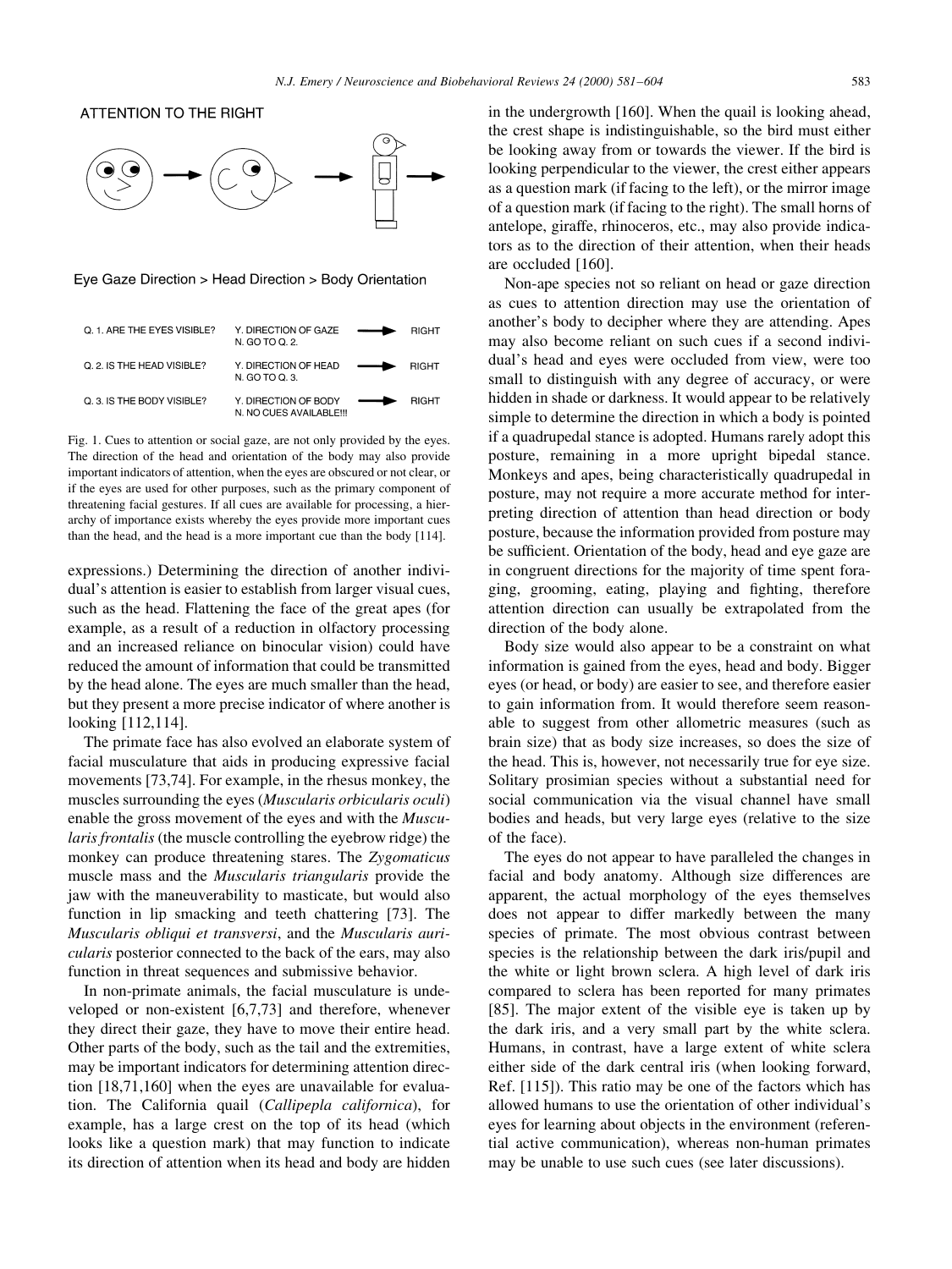ATTENTION TO THE RIGHT

Eye Gaze Direction > Head Direction > Body Orientation

Q. 1. ARE THE EYES VISIBLE? Y. DIRECTION OF GAZE → RIGHT
N. GO TO Q. 2.

Q. 2. IS THE HEAD VISIBLE? Y. DIRECTION OF HEAD → RIGHT
N. GO TO Q. 3.

Q. 3. IS THE BODY VISIBLE? Y. DIRECTION OF BODY → RIGHT
N. NO CUES AVAILABLE!!!

Fig. 1. Cues to attention or social gaze, are not only provided by the eyes. The direction of the head and orientation of the body may also provide important indicators of attention, when the eyes are obscured or not clear, or if the eyes are used for other purposes, such as the primary component of threatening facial gestures. If all cues are available for processing, a hierarchy of importance exists whereby the eyes provide more important cues than the head, and the head is a more important cue than the body [114].

expressions.) Determining the direction of another individual's attention is easier to establish from larger visual cues, such as the head. Flattening the face of the great apes (for example, as a result of a reduction in olfactory processing and an increased reliance on binocular vision) could have reduced the amount of information that could be transmitted by the head alone. The eyes are much smaller than the head, but they present a more precise indicator of where another is looking [112,114].

The primate face has also evolved an elaborate system of facial musculature that aids in producing expressive facial movements [73,74]. For example, in the rhesus monkey, the muscles surrounding the eyes (*Muscularis orbicularis oculi*) enable the gross movement of the eyes and with the *Muscularis frontalis* (the muscle controlling the eyebrow ridge) the monkey can produce threatening stares. The *Zygomaticus* muscle mass and the *Muscularis triangularis* provide the jaw with the maneuverability to masticate, but would also function in lip smacking and teeth chattering [73]. The *Muscularis obliqui et transversi*, and the *Muscularis auricularis* posterior connected to the back of the ears, may also function in threat sequences and submissive behavior.

In non-primate animals, the facial musculature is undeveloped or non-existent [6,7,73] and therefore, whenever they direct their gaze, they have to move their entire head. Other parts of the body, such as the tail and the extremities, may be important indicators for determining attention direction [18,71,160] when the eyes are unavailable for evaluation. The California quail (*Callipepla californica*), for example, has a large crest on the top of its head (which looks like a question mark) that may function to indicate its direction of attention when its head and body are hidden in the undergrowth [160]. When the quail is looking ahead, the crest shape is indistinguishable, so the bird must either be looking away from or towards the viewer. If the bird is looking perpendicular to the viewer, the crest either appears as a question mark (if facing to the left), or the mirror image of a question mark (if facing to the right). The small horns of antelope, giraffe, rhinoceros, etc., may also provide indicators as to the direction of their attention, when their heads are occluded [160].

Non-ape species not so reliant on head or gaze direction as cues to attention direction may use the orientation of another's body to decipher where they are attending. Apes may also become reliant on such cues if a second individual's head and eyes were occluded from view, were too small to distinguish with any degree of accuracy, or were hidden in shade or darkness. It would appear to be relatively simple to determine the direction in which a body is pointed if a quadrupedal stance is adopted. Humans rarely adopt this posture, remaining in a more upright bipedal stance. Monkeys and apes, being characteristically quadrupedal in posture, may not require a more accurate method for interpreting direction of attention than head direction or body posture, because the information provided from posture may be sufficient. Orientation of the body, head and eye gaze are in congruent directions for the majority of time spent foraging, grooming, eating, playing and fighting, therefore attention direction can usually be extrapolated from the direction of the body alone.

Body size would also appear to be a constraint on what information is gained from the eyes, head and body. Bigger eyes (or head, or body) are easier to see, and therefore easier to gain information from. It would therefore seem reasonable to suggest from other allometric measures (such as brain size) that as body size increases, so does the size of the head. This is, however, not necessarily true for eye size. Solitary prosimian species without a substantial need for social communication via the visual channel have small bodies and heads, but very large eyes (relative to the size of the face).

The eyes do not appear to have paralleled the changes in facial and body anatomy. Although size differences are apparent, the actual morphology of the eyes themselves does not appear to differ markedly between the many species of primate. The most obvious contrast between species is the relationship between the dark iris/pupil and the white or light brown sclera. A high level of dark iris compared to sclera has been reported for many primates [85]. The major extent of the visible eye is taken up by the dark iris, and a very small part by the white sclera. Humans, in contrast, have a large extent of white sclera either side of the dark central iris (when looking forward, Ref. [115]). This ratio may be one of the factors which has allowed humans to use the orientation of other individual's eyes for learning about objects in the environment (referential active communication), whereas non-human primates may be unable to use such cues (see later discussions).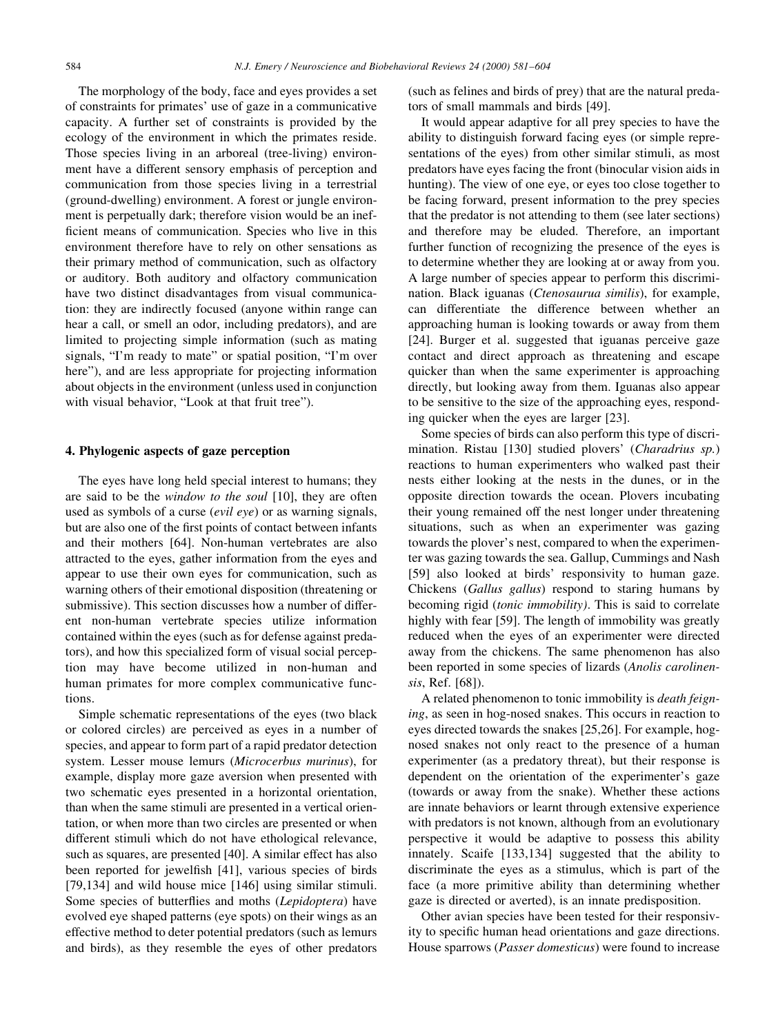The morphology of the body, face and eyes provides a set of constraints for primates' use of gaze in a communicative capacity. A further set of constraints is provided by the ecology of the environment in which the primates reside. Those species living in an arboreal (tree-living) environment have a different sensory emphasis of perception and communication from those species living in a terrestrial (ground-dwelling) environment. A forest or jungle environment is perpetually dark; therefore vision would be an inefficient means of communication. Species who live in this environment therefore have to rely on other sensations as their primary method of communication, such as olfactory or auditory. Both auditory and olfactory communication have two distinct disadvantages from visual communication: they are indirectly focused (anyone within range can hear a call, or smell an odor, including predators), and are limited to projecting simple information (such as mating signals, "I'm ready to mate" or spatial position, "I'm over here"), and are less appropriate for projecting information about objects in the environment (unless used in conjunction with visual behavior, "Look at that fruit tree").

## 4. Phylogenic aspects of gaze perception

The eyes have long held special interest to humans; they are said to be the *window to the soul* [10], they are often used as symbols of a curse (*evil eye*) or as warning signals, but are also one of the first points of contact between infants and their mothers [64]. Non-human vertebrates are also attracted to the eyes, gather information from the eyes and appear to use their own eyes for communication, such as warning others of their emotional disposition (threatening or submissive). This section discusses how a number of different non-human vertebrate species utilize information contained within the eyes (such as for defense against predators), and how this specialized form of visual social perception may have become utilized in non-human and human primates for more complex communicative functions.

Simple schematic representations of the eyes (two black or colored circles) are perceived as eyes in a number of species, and appear to form part of a rapid predator detection system. Lesser mouse lemurs (*Microcerbus murinus*), for example, display more gaze aversion when presented with two schematic eyes presented in a horizontal orientation, than when the same stimuli are presented in a vertical orientation, or when more than two circles are presented or when different stimuli which do not have ethological relevance, such as squares, are presented [40]. A similar effect has also been reported for jewelfish [41], various species of birds [79,134] and wild house mice [146] using similar stimuli. Some species of butterflies and moths (*Lepidoptera*) have evolved eye shaped patterns (eye spots) on their wings as an effective method to deter potential predators (such as lemurs and birds), as they resemble the eyes of other predators (such as felines and birds of prey) that are the natural predators of small mammals and birds [49].

It would appear adaptive for all prey species to have the ability to distinguish forward facing eyes (or simple representations of the eyes) from other similar stimuli, as most predators have eyes facing the front (binocular vision aids in hunting). The view of one eye, or eyes too close together to be facing forward, present information to the prey species that the predator is not attending to them (see later sections) and therefore may be eluded. Therefore, an important further function of recognizing the presence of the eyes is to determine whether they are looking at or away from you. A large number of species appear to perform this discrimination. Black iguanas (*Ctenosaurua similis*), for example, can differentiate the difference between whether an approaching human is looking towards or away from them [24]. Burger et al. suggested that iguanas perceive gaze contact and direct approach as threatening and escape quicker than when the same experimenter is approaching directly, but looking away from them. Iguanas also appear to be sensitive to the size of the approaching eyes, responding quicker when the eyes are larger [23].

Some species of birds can also perform this type of discrimination. Ristau [130] studied plovers' (*Charadrius sp.*) reactions to human experimenters who walked past their nests either looking at the nests in the dunes, or in the opposite direction towards the ocean. Plovers incubating their young remained off the nest longer under threatening situations, such as when an experimenter was gazing towards the plover's nest, compared to when the experimenter was gazing towards the sea. Gallup, Cummings and Nash [59] also looked at birds' responsivity to human gaze. Chickens (*Gallus gallus*) respond to staring humans by becoming rigid (*tonic immobility)*. This is said to correlate highly with fear [59]. The length of immobility was greatly reduced when the eyes of an experimenter were directed away from the chickens. The same phenomenon has also been reported in some species of lizards (*Anolis carolinensis*, Ref. [68]).

A related phenomenon to tonic immobility is *death feigning*, as seen in hog-nosed snakes. This occurs in reaction to eyes directed towards the snakes [25,26]. For example, hog-nosed snakes not only react to the presence of a human experimenter (as a predatory threat), but their response is dependent on the orientation of the experimenter's gaze (towards or away from the snake). Whether these actions are innate behaviors or learnt through extensive experience with predators is not known, although from an evolutionary perspective it would be adaptive to possess this ability innately. Scaife [133,134] suggested that the ability to discriminate the eyes as a stimulus, which is part of the face (a more primitive ability than determining whether gaze is directed or averted), is an innate predisposition.

Other avian species have been tested for their responsivity to specific human head orientations and gaze directions. House sparrows (*Passer domesticus*) were found to increase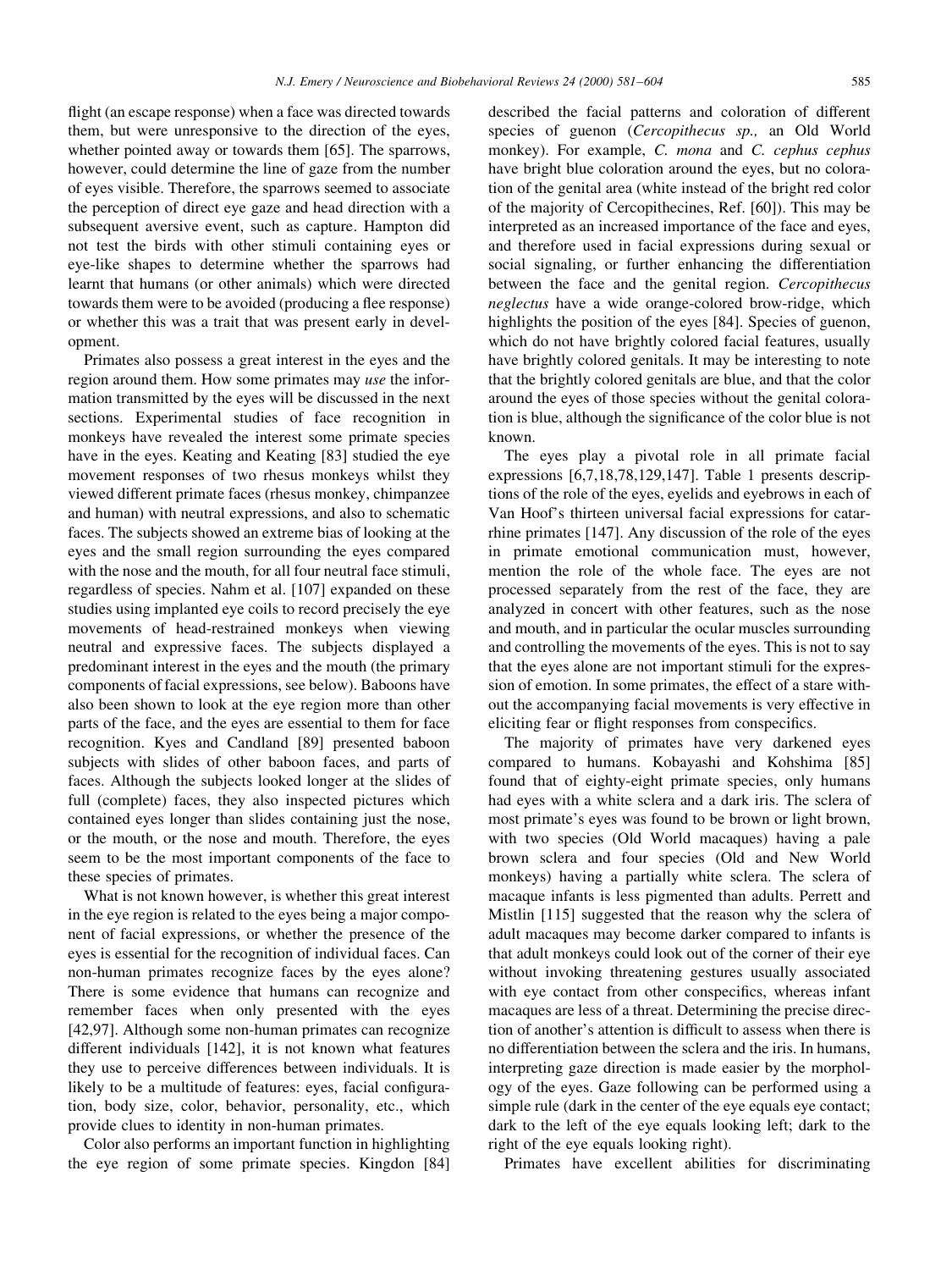flight (an escape response) when a face was directed towards them, but were unresponsive to the direction of the eyes, whether pointed away or towards them [65]. The sparrows, however, could determine the line of gaze from the number of eyes visible. Therefore, the sparrows seemed to associate the perception of direct eye gaze and head direction with a subsequent aversive event, such as capture. Hampton did not test the birds with other stimuli containing eyes or eye-like shapes to determine whether the sparrows had learnt that humans (or other animals) which were directed towards them were to be avoided (producing a flee response) or whether this was a trait that was present early in development.

Primates also possess a great interest in the eyes and the region around them. How some primates may *use* the information transmitted by the eyes will be discussed in the next sections. Experimental studies of face recognition in monkeys have revealed the interest some primate species have in the eyes. Keating and Keating [83] studied the eye movement responses of two rhesus monkeys whilst they viewed different primate faces (rhesus monkey, chimpanzee and human) with neutral expressions, and also to schematic faces. The subjects showed an extreme bias of looking at the eyes and the small region surrounding the eyes compared with the nose and the mouth, for all four neutral face stimuli, regardless of species. Nahm et al. [107] expanded on these studies using implanted eye coils to record precisely the eye movements of head-restrained monkeys when viewing neutral and expressive faces. The subjects displayed a predominant interest in the eyes and the mouth (the primary components of facial expressions, see below). Baboons have also been shown to look at the eye region more than other parts of the face, and the eyes are essential to them for face recognition. Kyes and Candland [89] presented baboon subjects with slides of other baboon faces, and parts of faces. Although the subjects looked longer at the slides of full (complete) faces, they also inspected pictures which contained eyes longer than slides containing just the nose, or the mouth, or the nose and mouth. Therefore, the eyes seem to be the most important components of the face to these species of primates.

What is not known however, is whether this great interest in the eye region is related to the eyes being a major component of facial expressions, or whether the presence of the eyes is essential for the recognition of individual faces. Can non-human primates recognize faces by the eyes alone? There is some evidence that humans can recognize and remember faces when only presented with the eyes [42,97]. Although some non-human primates can recognize different individuals [142], it is not known what features they use to perceive differences between individuals. It is likely to be a multitude of features: eyes, facial configuration, body size, color, behavior, personality, etc., which provide clues to identity in non-human primates.

Color also performs an important function in highlighting the eye region of some primate species. Kingdon [84] described the facial patterns and coloration of different species of guenon (*Cercopithecus sp.,* an Old World monkey). For example, *C. mona* and *C. cephus cephus* have bright blue coloration around the eyes, but no coloration of the genital area (white instead of the bright red color of the majority of Cercopithecines, Ref. [60]). This may be interpreted as an increased importance of the face and eyes, and therefore used in facial expressions during sexual or social signaling, or further enhancing the differentiation between the face and the genital region. *Cercopithecus neglectus* have a wide orange-colored brow-ridge, which highlights the position of the eyes [84]. Species of guenon, which do not have brightly colored facial features, usually have brightly colored genitals. It may be interesting to note that the brightly colored genitals are blue, and that the color around the eyes of those species without the genital coloration is blue, although the significance of the color blue is not known.

The eyes play a pivotal role in all primate facial expressions [6,7,18,78,129,147]. Table 1 presents descriptions of the role of the eyes, eyelids and eyebrows in each of Van Hoof's thirteen universal facial expressions for catarrhine primates [147]. Any discussion of the role of the eyes in primate emotional communication must, however, mention the role of the whole face. The eyes are not processed separately from the rest of the face, they are analyzed in concert with other features, such as the nose and mouth, and in particular the ocular muscles surrounding and controlling the movements of the eyes. This is not to say that the eyes alone are not important stimuli for the expression of emotion. In some primates, the effect of a stare without the accompanying facial movements is very effective in eliciting fear or flight responses from conspecifics.

The majority of primates have very darkened eyes compared to humans. Kobayashi and Kohshima [85] found that of eighty-eight primate species, only humans had eyes with a white sclera and a dark iris. The sclera of most primate's eyes was found to be brown or light brown, with two species (Old World macaques) having a pale brown sclera and four species (Old and New World monkeys) having a partially white sclera. The sclera of macaque infants is less pigmented than adults. Perrett and Mistlin [115] suggested that the reason why the sclera of adult macaques may become darker compared to infants is that adult monkeys could look out of the corner of their eye without invoking threatening gestures usually associated with eye contact from other conspecifics, whereas infant macaques are less of a threat. Determining the precise direction of another's attention is difficult to assess when there is no differentiation between the sclera and the iris. In humans, interpreting gaze direction is made easier by the morphology of the eyes. Gaze following can be performed using a simple rule (dark in the center of the eye equals eye contact; dark to the left of the eye equals looking left; dark to the right of the eye equals looking right).

Primates have excellent abilities for discriminating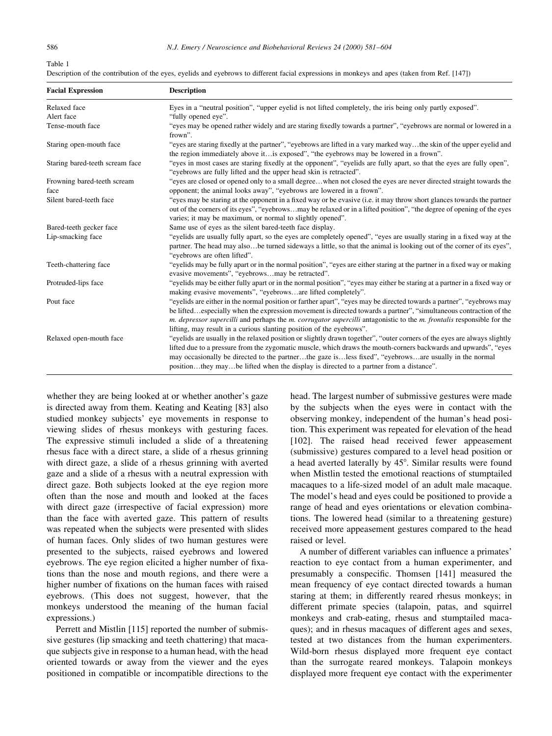Table 1

Description of the contribution of the eyes, eyelids and eyebrows to different facial expressions in monkeys and apes (taken from Ref. [147])

| Facial Expression | Description |
|---|---|
| Relaxed face | Eyes in a "neutral position", "upper eyelid is not lifted completely, the iris being only partly exposed". |
| Alert face | "fully opened eye". |
| Tense-mouth face | "eyes may be opened rather widely and are staring fixedly towards a partner", "eyebrows are normal or lowered in a frown". |
| Staring open-mouth face | "eyes are staring fixedly at the partner", "eyebrows are lifted in a vary marked way…the skin of the upper eyelid and the region immediately above it…is exposed", "the eyebrows may be lowered in a frown". |
| Staring bared-teeth scream face | "eyes in most cases are staring fixedly at the opponent", "eyelids are fully apart, so that the eyes are fully open", "eyebrows are fully lifted and the upper head skin is retracted". |
| Frowning bared-teeth scream face | "eyes are closed or opened only to a small degree…when not closed the eyes are never directed straight towards the opponent; the animal looks away", "eyebrows are lowered in a frown". |
| Silent bared-teeth face | "eyes may be staring at the opponent in a fixed way or be evasive (i.e. it may throw short glances towards the partner out of the corners of its eyes", "eyebrows…may be relaxed or in a lifted position", "the degree of opening of the eyes varies; it may be maximum, or normal to slightly opened". |
| Bared-teeth gecker face | Same use of eyes as the silent bared-teeth face display. |
| Lip-smacking face | "eyelids are usually fully apart, so the eyes are completely opened", "eyes are usually staring in a fixed way at the partner. The head may also…be turned sideways a little, so that the animal is looking out of the corner of its eyes", "eyebrows are often lifted". |
| Teeth-chattering face | "eyelids may be fully apart or in the normal position", "eyes are either staring at the partner in a fixed way or making evasive movements", "eyebrows…may be retracted". |
| Protruded-lips face | "eyelids may be either fully apart or in the normal position", "eyes may either be staring at a partner in a fixed way or making evasive movements", "eyebrows…are lifted completely". |
| Pout face | "eyelids are either in the normal position or farther apart", "eyes may be directed towards a partner", "eyebrows may be lifted…especially when the expression movement is directed towards a partner", "simultaneous contraction of the *m. depressor supercilli* and perhaps the *m. corrugator supercilli* antagonistic to the *m. frontalis* responsible for the lifting, may result in a curious slanting position of the eyebrows". |
| Relaxed open-mouth face | "eyelids are usually in the relaxed position or slightly drawn together", "outer corners of the eyes are always slightly lifted due to a pressure from the zygomatic muscle, which draws the mouth-corners backwards and upwards", "eyes may occasionally be directed to the partner…the gaze is…less fixed", "eyebrows…are usually in the normal position…they may…be lifted when the display is directed to a partner from a distance". |

whether they are being looked at or whether another's gaze is directed away from them. Keating and Keating [83] also studied monkey subjects' eye movements in response to viewing slides of rhesus monkeys with gesturing faces. The expressive stimuli included a slide of a threatening rhesus face with a direct stare, a slide of a rhesus grinning with direct gaze, a slide of a rhesus grinning with averted gaze and a slide of a rhesus with a neutral expression with direct gaze. Both subjects looked at the eye region more often than the nose and mouth and looked at the faces with direct gaze (irrespective of facial expression) more than the face with averted gaze. This pattern of results was repeated when the subjects were presented with slides of human faces. Only slides of two human gestures were presented to the subjects, raised eyebrows and lowered eyebrows. The eye region elicited a higher number of fixations than the nose and mouth regions, and there were a higher number of fixations on the human faces with raised eyebrows. (This does not suggest, however, that the monkeys understood the meaning of the human facial expressions.)

Perrett and Mistlin [115] reported the number of submissive gestures (lip smacking and teeth chattering) that macaque subjects give in response to a human head, with the head oriented towards or away from the viewer and the eyes positioned in compatible or incompatible directions to the head. The largest number of submissive gestures were made by the subjects when the eyes were in contact with the observing monkey, independent of the human's head position. This experiment was repeated for elevation of the head [102]. The raised head received fewer appeasement (submissive) gestures compared to a level head position or a head averted laterally by 45°. Similar results were found when Mistlin tested the emotional reactions of stumptailed macaques to a life-sized model of an adult male macaque. The model's head and eyes could be positioned to provide a range of head and eyes orientations or elevation combinations. The lowered head (similar to a threatening gesture) received more appeasement gestures compared to the head raised or level.

A number of different variables can influence a primates' reaction to eye contact from a human experimenter, and presumably a conspecific. Thomsen [141] measured the mean frequency of eye contact directed towards a human staring at them; in differently reared rhesus monkeys; in different primate species (talapoin, patas, and squirrel monkeys and crab-eating, rhesus and stumptailed macaques); and in rhesus macaques of different ages and sexes, tested at two distances from the human experimenters. Wild-born rhesus displayed more frequent eye contact than the surrogate reared monkeys. Talapoin monkeys displayed more frequent eye contact with the experimenter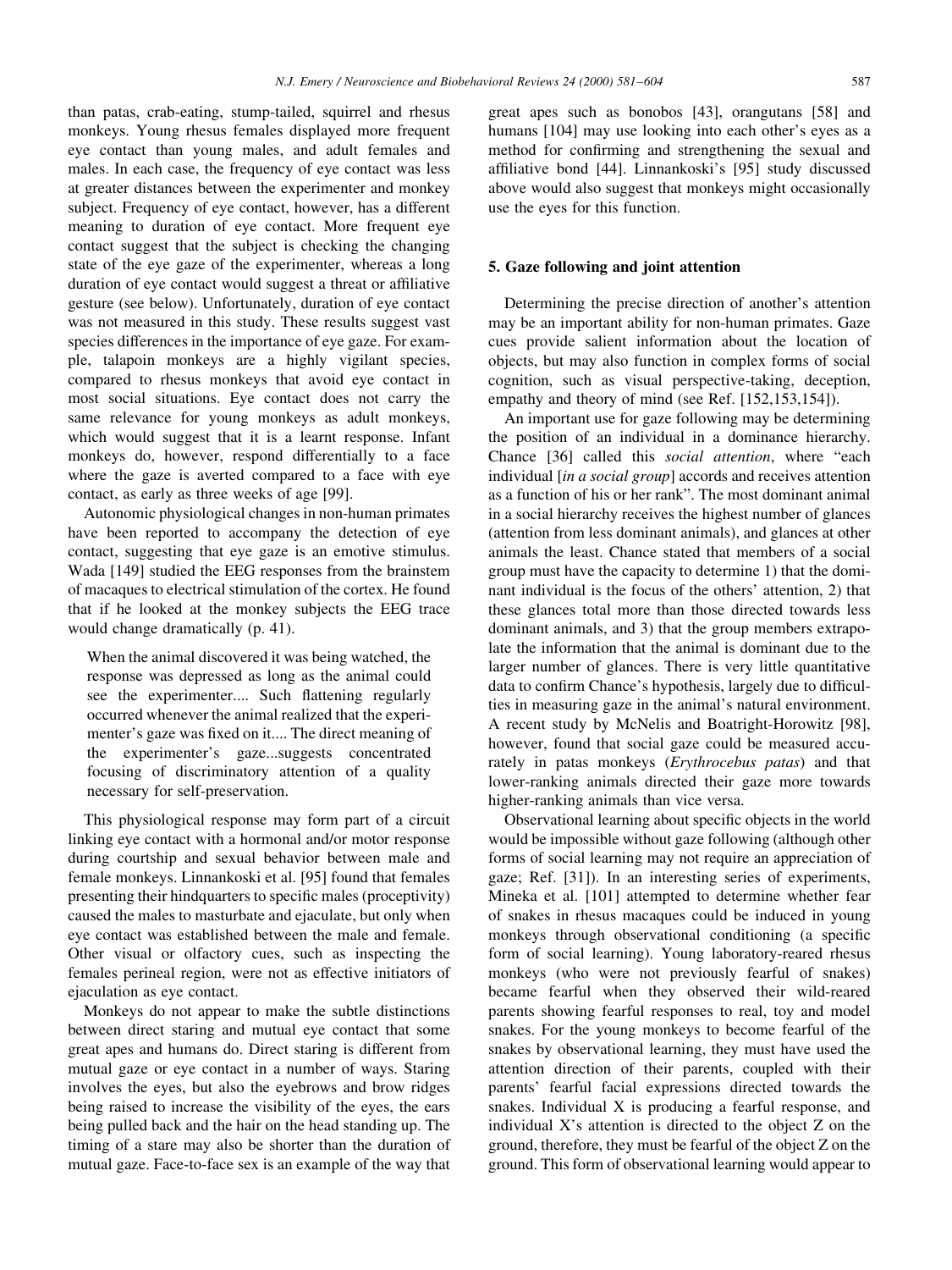than patas, crab-eating, stump-tailed, squirrel and rhesus monkeys. Young rhesus females displayed more frequent eye contact than young males, and adult females and males. In each case, the frequency of eye contact was less at greater distances between the experimenter and monkey subject. Frequency of eye contact, however, has a different meaning to duration of eye contact. More frequent eye contact suggest that the subject is checking the changing state of the eye gaze of the experimenter, whereas a long duration of eye contact would suggest a threat or affiliative gesture (see below). Unfortunately, duration of eye contact was not measured in this study. These results suggest vast species differences in the importance of eye gaze. For example, talapoin monkeys are a highly vigilant species, compared to rhesus monkeys that avoid eye contact in most social situations. Eye contact does not carry the same relevance for young monkeys as adult monkeys, which would suggest that it is a learnt response. Infant monkeys do, however, respond differentially to a face where the gaze is averted compared to a face with eye contact, as early as three weeks of age [99].

Autonomic physiological changes in non-human primates have been reported to accompany the detection of eye contact, suggesting that eye gaze is an emotive stimulus. Wada [149] studied the EEG responses from the brainstem of macaques to electrical stimulation of the cortex. He found that if he looked at the monkey subjects the EEG trace would change dramatically (p. 41).

> When the animal discovered it was being watched, the response was depressed as long as the animal could see the experimenter.... Such flattening regularly occurred whenever the animal realized that the experimenter's gaze was fixed on it.... The direct meaning of the experimenter's gaze...suggests concentrated focusing of discriminatory attention of a quality necessary for self-preservation.

This physiological response may form part of a circuit linking eye contact with a hormonal and/or motor response during courtship and sexual behavior between male and female monkeys. Linnankoski et al. [95] found that females presenting their hindquarters to specific males (proceptivity) caused the males to masturbate and ejaculate, but only when eye contact was established between the male and female. Other visual or olfactory cues, such as inspecting the females perineal region, were not as effective initiators of ejaculation as eye contact.

Monkeys do not appear to make the subtle distinctions between direct staring and mutual eye contact that some great apes and humans do. Direct staring is different from mutual gaze or eye contact in a number of ways. Staring involves the eyes, but also the eyebrows and brow ridges being raised to increase the visibility of the eyes, the ears being pulled back and the hair on the head standing up. The timing of a stare may also be shorter than the duration of mutual gaze. Face-to-face sex is an example of the way that great apes such as bonobos [43], orangutans [58] and humans [104] may use looking into each other's eyes as a method for confirming and strengthening the sexual and affiliative bond [44]. Linnankoski's [95] study discussed above would also suggest that monkeys might occasionally use the eyes for this function.

## 5. Gaze following and joint attention

Determining the precise direction of another's attention may be an important ability for non-human primates. Gaze cues provide salient information about the location of objects, but may also function in complex forms of social cognition, such as visual perspective-taking, deception, empathy and theory of mind (see Ref. [152,153,154]).

An important use for gaze following may be determining the position of an individual in a dominance hierarchy. Chance [36] called this *social attention*, where "each individual [*in a social group*] accords and receives attention as a function of his or her rank". The most dominant animal in a social hierarchy receives the highest number of glances (attention from less dominant animals), and glances at other animals the least. Chance stated that members of a social group must have the capacity to determine 1) that the dominant individual is the focus of the others' attention, 2) that these glances total more than those directed towards less dominant animals, and 3) that the group members extrapolate the information that the animal is dominant due to the larger number of glances. There is very little quantitative data to confirm Chance's hypothesis, largely due to difficulties in measuring gaze in the animal's natural environment. A recent study by McNelis and Boatright-Horowitz [98], however, found that social gaze could be measured accurately in patas monkeys (*Erythrocebus patas*) and that lower-ranking animals directed their gaze more towards higher-ranking animals than vice versa.

Observational learning about specific objects in the world would be impossible without gaze following (although other forms of social learning may not require an appreciation of gaze; Ref. [31]). In an interesting series of experiments, Mineka et al. [101] attempted to determine whether fear of snakes in rhesus macaques could be induced in young monkeys through observational conditioning (a specific form of social learning). Young laboratory-reared rhesus monkeys (who were not previously fearful of snakes) became fearful when they observed their wild-reared parents showing fearful responses to real, toy and model snakes. For the young monkeys to become fearful of the snakes by observational learning, they must have used the attention direction of their parents, coupled with their parents' fearful facial expressions directed towards the snakes. Individual X is producing a fearful response, and individual X's attention is directed to the object Z on the ground, therefore, they must be fearful of the object Z on the ground. This form of observational learning would appear to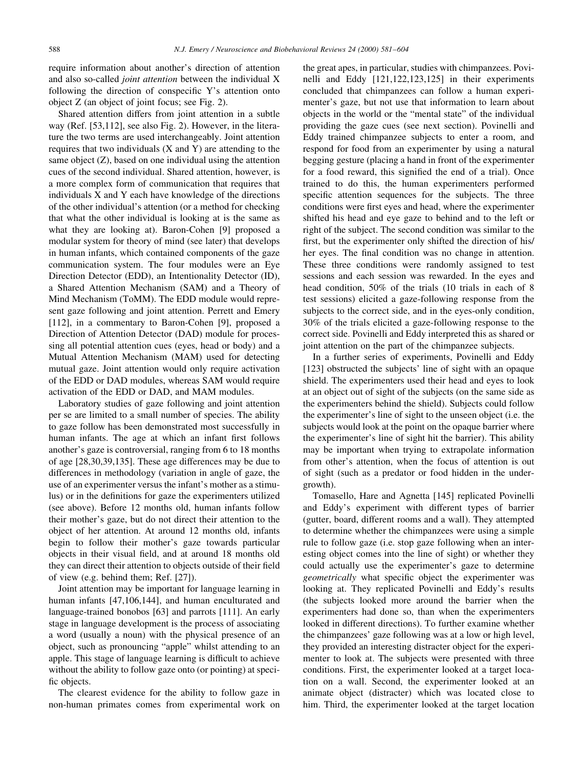require information about another's direction of attention and also so-called *joint attention* between the individual X following the direction of conspecific Y's attention onto object Z (an object of joint focus; see Fig. 2).

Shared attention differs from joint attention in a subtle way (Ref. [53,112], see also Fig. 2). However, in the literature the two terms are used interchangeably. Joint attention requires that two individuals (X and Y) are attending to the same object (Z), based on one individual using the attention cues of the second individual. Shared attention, however, is a more complex form of communication that requires that individuals X and Y each have knowledge of the directions of the other individual's attention (or a method for checking that what the other individual is looking at is the same as what they are looking at). Baron-Cohen [9] proposed a modular system for theory of mind (see later) that develops in human infants, which contained components of the gaze communication system. The four modules were an Eye Direction Detector (EDD), an Intentionality Detector (ID), a Shared Attention Mechanism (SAM) and a Theory of Mind Mechanism (ToMM). The EDD module would represent gaze following and joint attention. Perrett and Emery [112], in a commentary to Baron-Cohen [9], proposed a Direction of Attention Detector (DAD) module for processing all potential attention cues (eyes, head or body) and a Mutual Attention Mechanism (MAM) used for detecting mutual gaze. Joint attention would only require activation of the EDD or DAD modules, whereas SAM would require activation of the EDD or DAD, and MAM modules.

Laboratory studies of gaze following and joint attention per se are limited to a small number of species. The ability to gaze follow has been demonstrated most successfully in human infants. The age at which an infant first follows another's gaze is controversial, ranging from 6 to 18 months of age [28,30,39,135]. These age differences may be due to differences in methodology (variation in angle of gaze, the use of an experimenter versus the infant's mother as a stimulus) or in the definitions for gaze the experimenters utilized (see above). Before 12 months old, human infants follow their mother's gaze, but do not direct their attention to the object of her attention. At around 12 months old, infants begin to follow their mother's gaze towards particular objects in their visual field, and at around 18 months old they can direct their attention to objects outside of their field of view (e.g. behind them; Ref. [27]).

Joint attention may be important for language learning in human infants [47,106,144], and human enculturated and language-trained bonobos [63] and parrots [111]. An early stage in language development is the process of associating a word (usually a noun) with the physical presence of an object, such as pronouncing "apple" whilst attending to an apple. This stage of language learning is difficult to achieve without the ability to follow gaze onto (or pointing) at specific objects.

The clearest evidence for the ability to follow gaze in non-human primates comes from experimental work on the great apes, in particular, studies with chimpanzees. Povinelli and Eddy [121,122,123,125] in their experiments concluded that chimpanzees can follow a human experimenter's gaze, but not use that information to learn about objects in the world or the "mental state" of the individual providing the gaze cues (see next section). Povinelli and Eddy trained chimpanzee subjects to enter a room, and respond for food from an experimenter by using a natural begging gesture (placing a hand in front of the experimenter for a food reward, this signified the end of a trial). Once trained to do this, the human experimenters performed specific attention sequences for the subjects. The three conditions were first eyes and head, where the experimenter shifted his head and eye gaze to behind and to the left or right of the subject. The second condition was similar to the first, but the experimenter only shifted the direction of his/her eyes. The final condition was no change in attention. These three conditions were randomly assigned to test sessions and each session was rewarded. In the eyes and head condition, 50% of the trials (10 trials in each of 8 test sessions) elicited a gaze-following response from the subjects to the correct side, and in the eyes-only condition, 30% of the trials elicited a gaze-following response to the correct side. Povinelli and Eddy interpreted this as shared or joint attention on the part of the chimpanzee subjects.

In a further series of experiments, Povinelli and Eddy [123] obstructed the subjects' line of sight with an opaque shield. The experimenters used their head and eyes to look at an object out of sight of the subjects (on the same side as the experimenters behind the shield). Subjects could follow the experimenter's line of sight to the unseen object (i.e. the subjects would look at the point on the opaque barrier where the experimenter's line of sight hit the barrier). This ability may be important when trying to extrapolate information from other's attention, when the focus of attention is out of sight (such as a predator or food hidden in the undergrowth).

Tomasello, Hare and Agnetta [145] replicated Povinelli and Eddy's experiment with different types of barrier (gutter, board, different rooms and a wall). They attempted to determine whether the chimpanzees were using a simple rule to follow gaze (i.e. stop gaze following when an interesting object comes into the line of sight) or whether they could actually use the experimenter's gaze to determine *geometrically* what specific object the experimenter was looking at. They replicated Povinelli and Eddy's results (the subjects looked more around the barrier when the experimenters had done so, than when the experimenters looked in different directions). To further examine whether the chimpanzees' gaze following was at a low or high level, they provided an interesting distracter object for the experimenter to look at. The subjects were presented with three conditions. First, the experimenter looked at a target location on a wall. Second, the experimenter looked at an animate object (distracter) which was located close to him. Third, the experimenter looked at the target location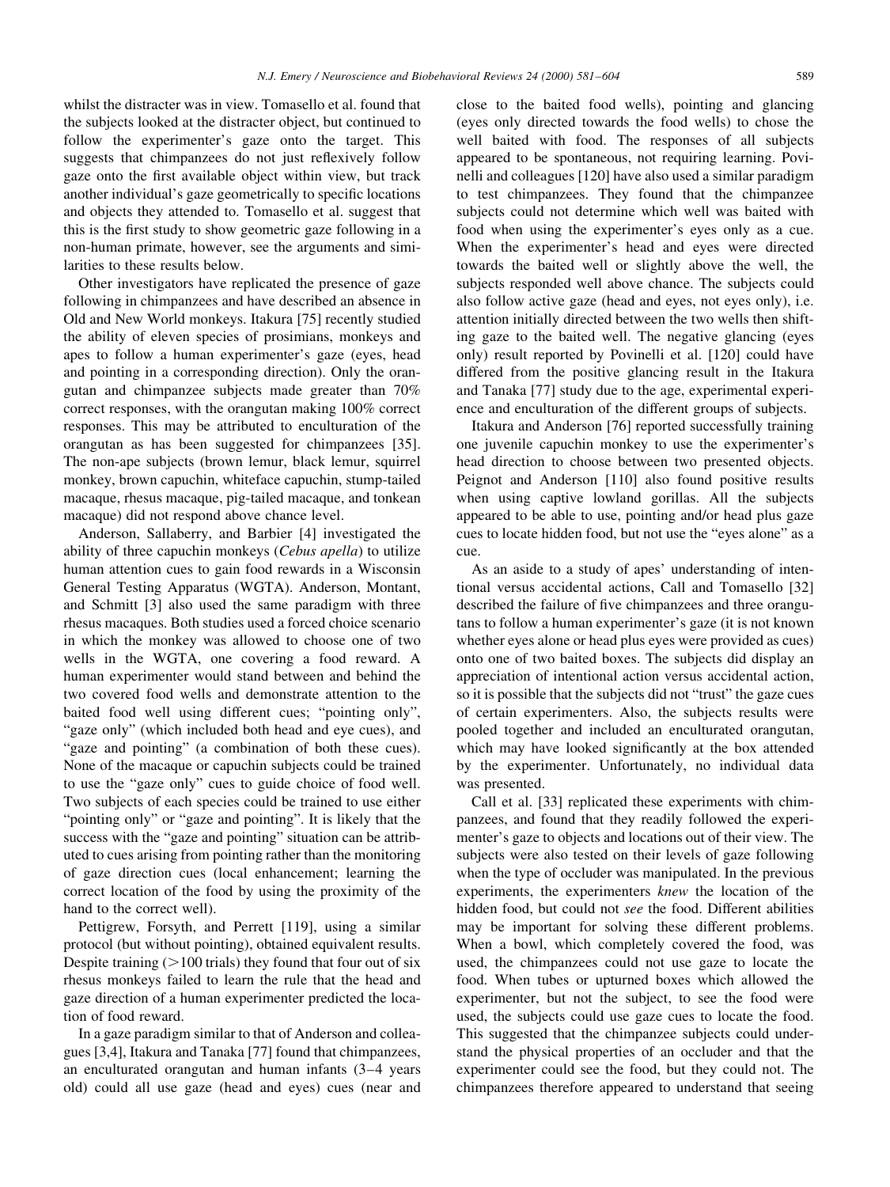whilst the distracter was in view. Tomasello et al. found that the subjects looked at the distracter object, but continued to follow the experimenter's gaze onto the target. This suggests that chimpanzees do not just reflexively follow gaze onto the first available object within view, but track another individual's gaze geometrically to specific locations and objects they attended to. Tomasello et al. suggest that this is the first study to show geometric gaze following in a non-human primate, however, see the arguments and similarities to these results below.

Other investigators have replicated the presence of gaze following in chimpanzees and have described an absence in Old and New World monkeys. Itakura [75] recently studied the ability of eleven species of prosimians, monkeys and apes to follow a human experimenter's gaze (eyes, head and pointing in a corresponding direction). Only the orangutan and chimpanzee subjects made greater than 70% correct responses, with the orangutan making 100% correct responses. This may be attributed to enculturation of the orangutan as has been suggested for chimpanzees [35]. The non-ape subjects (brown lemur, black lemur, squirrel monkey, brown capuchin, whiteface capuchin, stump-tailed macaque, rhesus macaque, pig-tailed macaque, and tonkean macaque) did not respond above chance level.

Anderson, Sallaberry, and Barbier [4] investigated the ability of three capuchin monkeys (*Cebus apella*) to utilize human attention cues to gain food rewards in a Wisconsin General Testing Apparatus (WGTA). Anderson, Montant, and Schmitt [3] also used the same paradigm with three rhesus macaques. Both studies used a forced choice scenario in which the monkey was allowed to choose one of two wells in the WGTA, one covering a food reward. A human experimenter would stand between and behind the two covered food wells and demonstrate attention to the baited food well using different cues; "pointing only", "gaze only" (which included both head and eye cues), and "gaze and pointing" (a combination of both these cues). None of the macaque or capuchin subjects could be trained to use the "gaze only" cues to guide choice of food well. Two subjects of each species could be trained to use either "pointing only" or "gaze and pointing". It is likely that the success with the "gaze and pointing" situation can be attributed to cues arising from pointing rather than the monitoring of gaze direction cues (local enhancement; learning the correct location of the food by using the proximity of the hand to the correct well).

Pettigrew, Forsyth, and Perrett [119], using a similar protocol (but without pointing), obtained equivalent results. Despite training (>100 trials) they found that four out of six rhesus monkeys failed to learn the rule that the head and gaze direction of a human experimenter predicted the location of food reward.

In a gaze paradigm similar to that of Anderson and colleagues [3,4], Itakura and Tanaka [77] found that chimpanzees, an enculturated orangutan and human infants (3–4 years old) could all use gaze (head and eyes) cues (near and close to the baited food wells), pointing and glancing (eyes only directed towards the food wells) to chose the well baited with food. The responses of all subjects appeared to be spontaneous, not requiring learning. Povinelli and colleagues [120] have also used a similar paradigm to test chimpanzees. They found that the chimpanzee subjects could not determine which well was baited with food when using the experimenter's eyes only as a cue. When the experimenter's head and eyes were directed towards the baited well or slightly above the well, the subjects responded well above chance. The subjects could also follow active gaze (head and eyes, not eyes only), i.e. attention initially directed between the two wells then shifting gaze to the baited well. The negative glancing (eyes only) result reported by Povinelli et al. [120] could have differed from the positive glancing result in the Itakura and Tanaka [77] study due to the age, experimental experience and enculturation of the different groups of subjects.

Itakura and Anderson [76] reported successfully training one juvenile capuchin monkey to use the experimenter's head direction to choose between two presented objects. Peignot and Anderson [110] also found positive results when using captive lowland gorillas. All the subjects appeared to be able to use, pointing and/or head plus gaze cues to locate hidden food, but not use the "eyes alone" as a cue.

As an aside to a study of apes' understanding of intentional versus accidental actions, Call and Tomasello [32] described the failure of five chimpanzees and three orangutans to follow a human experimenter's gaze (it is not known whether eyes alone or head plus eyes were provided as cues) onto one of two baited boxes. The subjects did display an appreciation of intentional action versus accidental action, so it is possible that the subjects did not "trust" the gaze cues of certain experimenters. Also, the subjects results were pooled together and included an enculturated orangutan, which may have looked significantly at the box attended by the experimenter. Unfortunately, no individual data was presented.

Call et al. [33] replicated these experiments with chimpanzees, and found that they readily followed the experimenter's gaze to objects and locations out of their view. The subjects were also tested on their levels of gaze following when the type of occluder was manipulated. In the previous experiments, the experimenters *knew* the location of the hidden food, but could not *see* the food. Different abilities may be important for solving these different problems. When a bowl, which completely covered the food, was used, the chimpanzees could not use gaze to locate the food. When tubes or upturned boxes which allowed the experimenter, but not the subject, to see the food were used, the subjects could use gaze cues to locate the food. This suggested that the chimpanzee subjects could understand the physical properties of an occluder and that the experimenter could see the food, but they could not. The chimpanzees therefore appeared to understand that seeing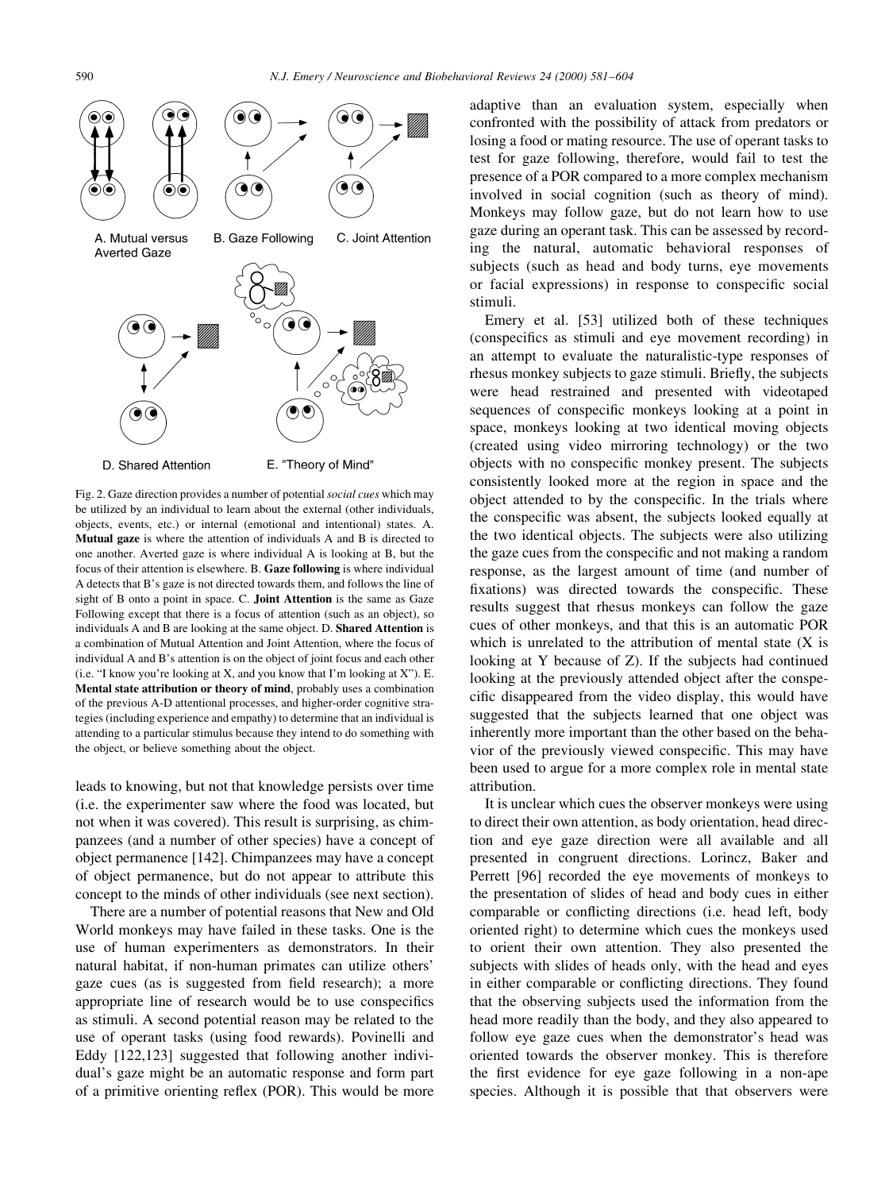A. Mutual versus Averted Gaze

B. Gaze Following

C. Joint Attention

D. Shared Attention

E. "Theory of Mind"

Fig. 2. Gaze direction provides a number of potential *social cues* which may be utilized by an individual to learn about the external (other individuals, objects, events, etc.) or internal (emotional and intentional) states. A. **Mutual gaze** is where the attention of individuals A and B is directed to one another. Averted gaze is where individual A is looking at B, but the focus of their attention is elsewhere. B. **Gaze following** is where individual A detects that B's gaze is not directed towards them, and follows the line of sight of B onto a point in space. C. **Joint Attention** is the same as Gaze Following except that there is a focus of attention (such as an object), so individuals A and B are looking at the same object. D. **Shared Attention** is a combination of Mutual Attention and Joint Attention, where the focus of individual A and B's attention is on the object of joint focus and each other (i.e. "I know you're looking at X, and you know that I'm looking at X"). E. **Mental state attribution or theory of mind**, probably uses a combination of the previous A-D attentional processes, and higher-order cognitive strategies (including experience and empathy) to determine that an individual is attending to a particular stimulus because they intend to do something with the object, or believe something about the object.

leads to knowing, but not that knowledge persists over time (i.e. the experimenter saw where the food was located, but not when it was covered). This result is surprising, as chimpanzees (and a number of other species) have a concept of object permanence [142]. Chimpanzees may have a concept of object permanence, but do not appear to attribute this concept to the minds of other individuals (see next section).

There are a number of potential reasons that New and Old World monkeys may have failed in these tasks. One is the use of human experimenters as demonstrators. In their natural habitat, if non-human primates can utilize others' gaze cues (as is suggested from field research); a more appropriate line of research would be to use conspecifics as stimuli. A second potential reason may be related to the use of operant tasks (using food rewards). Povinelli and Eddy [122,123] suggested that following another individual's gaze might be an automatic response and form part of a primitive orienting reflex (POR). This would be more adaptive than an evaluation system, especially when confronted with the possibility of attack from predators or losing a food or mating resource. The use of operant tasks to test for gaze following, therefore, would fail to test the presence of a POR compared to a more complex mechanism involved in social cognition (such as theory of mind). Monkeys may follow gaze, but do not learn how to use gaze during an operant task. This can be assessed by recording the natural, automatic behavioral responses of subjects (such as head and body turns, eye movements or facial expressions) in response to conspecific social stimuli.

Emery et al. [53] utilized both of these techniques (conspecifics as stimuli and eye movement recording) in an attempt to evaluate the naturalistic-type responses of rhesus monkey subjects to gaze stimuli. Briefly, the subjects were head restrained and presented with videotaped sequences of conspecific monkeys looking at a point in space, monkeys looking at two identical moving objects (created using video mirroring technology) or the two objects with no conspecific monkey present. The subjects consistently looked more at the region in space and the object attended to by the conspecific. In the trials where the conspecific was absent, the subjects looked equally at the two identical objects. The subjects were also utilizing the gaze cues from the conspecific and not making a random response, as the largest amount of time (and number of fixations) was directed towards the conspecific. These results suggest that rhesus monkeys can follow the gaze cues of other monkeys, and that this is an automatic POR which is unrelated to the attribution of mental state (X is looking at Y because of Z). If the subjects had continued looking at the previously attended object after the conspecific disappeared from the video display, this would have suggested that the subjects learned that one object was inherently more important than the other based on the behavior of the previously viewed conspecific. This may have been used to argue for a more complex role in mental state attribution.

It is unclear which cues the observer monkeys were using to direct their own attention, as body orientation, head direction and eye gaze direction were all available and all presented in congruent directions. Lorincz, Baker and Perrett [96] recorded the eye movements of monkeys to the presentation of slides of head and body cues in either comparable or conflicting directions (i.e. head left, body oriented right) to determine which cues the monkeys used to orient their own attention. They also presented the subjects with slides of heads only, with the head and eyes in either comparable or conflicting directions. They found that the observing subjects used the information from the head more readily than the body, and they also appeared to follow eye gaze cues when the demonstrator's head was oriented towards the observer monkey. This is therefore the first evidence for eye gaze following in a non-ape species. Although it is possible that that observers were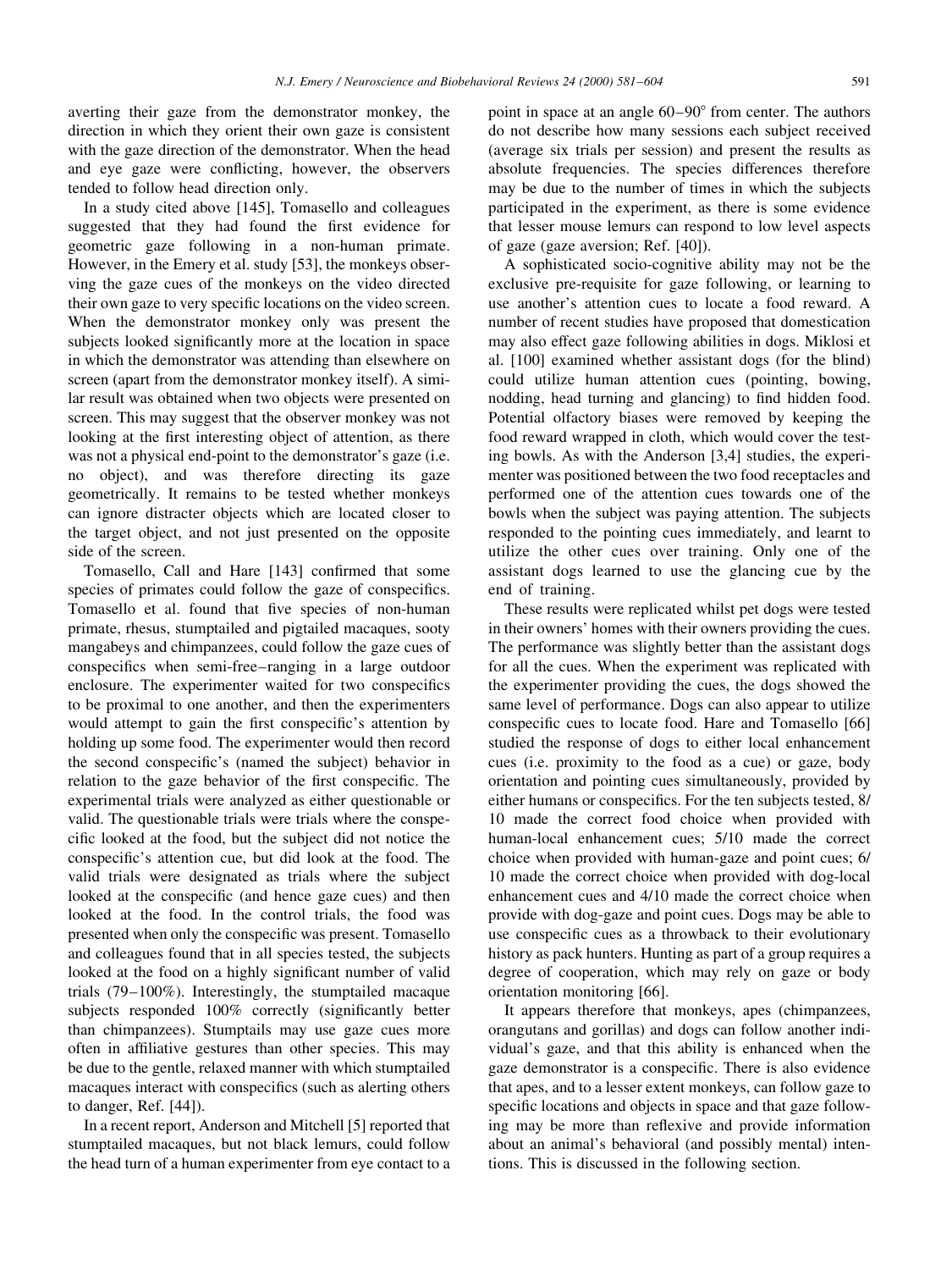averting their gaze from the demonstrator monkey, the direction in which they orient their own gaze is consistent with the gaze direction of the demonstrator. When the head and eye gaze were conflicting, however, the observers tended to follow head direction only.

In a study cited above [145], Tomasello and colleagues suggested that they had found the first evidence for geometric gaze following in a non-human primate. However, in the Emery et al. study [53], the monkeys observing the gaze cues of the monkeys on the video directed their own gaze to very specific locations on the video screen. When the demonstrator monkey only was present the subjects looked significantly more at the location in space in which the demonstrator was attending than elsewhere on screen (apart from the demonstrator monkey itself). A similar result was obtained when two objects were presented on screen. This may suggest that the observer monkey was not looking at the first interesting object of attention, as there was not a physical end-point to the demonstrator's gaze (i.e. no object), and was therefore directing its gaze geometrically. It remains to be tested whether monkeys can ignore distracter objects which are located closer to the target object, and not just presented on the opposite side of the screen.

Tomasello, Call and Hare [143] confirmed that some species of primates could follow the gaze of conspecifics. Tomasello et al. found that five species of non-human primate, rhesus, stumptailed and pigtailed macaques, sooty mangabeys and chimpanzees, could follow the gaze cues of conspecifics when semi-free–ranging in a large outdoor enclosure. The experimenter waited for two conspecifics to be proximal to one another, and then the experimenters would attempt to gain the first conspecific's attention by holding up some food. The experimenter would then record the second conspecific's (named the subject) behavior in relation to the gaze behavior of the first conspecific. The experimental trials were analyzed as either questionable or valid. The questionable trials were trials where the conspecific looked at the food, but the subject did not notice the conspecific's attention cue, but did look at the food. The valid trials were designated as trials where the subject looked at the conspecific (and hence gaze cues) and then looked at the food. In the control trials, the food was presented when only the conspecific was present. Tomasello and colleagues found that in all species tested, the subjects looked at the food on a highly significant number of valid trials (79–100%). Interestingly, the stumptailed macaque subjects responded 100% correctly (significantly better than chimpanzees). Stumptails may use gaze cues more often in affiliative gestures than other species. This may be due to the gentle, relaxed manner with which stumptailed macaques interact with conspecifics (such as alerting others to danger, Ref. [44]).

In a recent report, Anderson and Mitchell [5] reported that stumptailed macaques, but not black lemurs, could follow the head turn of a human experimenter from eye contact to a point in space at an angle 60–90° from center. The authors do not describe how many sessions each subject received (average six trials per session) and present the results as absolute frequencies. The species differences therefore may be due to the number of times in which the subjects participated in the experiment, as there is some evidence that lesser mouse lemurs can respond to low level aspects of gaze (gaze aversion; Ref. [40]).

A sophisticated socio-cognitive ability may not be the exclusive pre-requisite for gaze following, or learning to use another's attention cues to locate a food reward. A number of recent studies have proposed that domestication may also effect gaze following abilities in dogs. Miklosi et al. [100] examined whether assistant dogs (for the blind) could utilize human attention cues (pointing, bowing, nodding, head turning and glancing) to find hidden food. Potential olfactory biases were removed by keeping the food reward wrapped in cloth, which would cover the testing bowls. As with the Anderson [3,4] studies, the experimenter was positioned between the two food receptacles and performed one of the attention cues towards one of the bowls when the subject was paying attention. The subjects responded to the pointing cues immediately, and learnt to utilize the other cues over training. Only one of the assistant dogs learned to use the glancing cue by the end of training.

These results were replicated whilst pet dogs were tested in their owners' homes with their owners providing the cues. The performance was slightly better than the assistant dogs for all the cues. When the experiment was replicated with the experimenter providing the cues, the dogs showed the same level of performance. Dogs can also appear to utilize conspecific cues to locate food. Hare and Tomasello [66] studied the response of dogs to either local enhancement cues (i.e. proximity to the food as a cue) or gaze, body orientation and pointing cues simultaneously, provided by either humans or conspecifics. For the ten subjects tested, 8/10 made the correct food choice when provided with human-local enhancement cues; 5/10 made the correct choice when provided with human-gaze and point cues; 6/10 made the correct choice when provided with dog-local enhancement cues and 4/10 made the correct choice when provide with dog-gaze and point cues. Dogs may be able to use conspecific cues as a throwback to their evolutionary history as pack hunters. Hunting as part of a group requires a degree of cooperation, which may rely on gaze or body orientation monitoring [66].

It appears therefore that monkeys, apes (chimpanzees, orangutans and gorillas) and dogs can follow another individual's gaze, and that this ability is enhanced when the gaze demonstrator is a conspecific. There is also evidence that apes, and to a lesser extent monkeys, can follow gaze to specific locations and objects in space and that gaze following may be more than reflexive and provide information about an animal's behavioral (and possibly mental) intentions. This is discussed in the following section.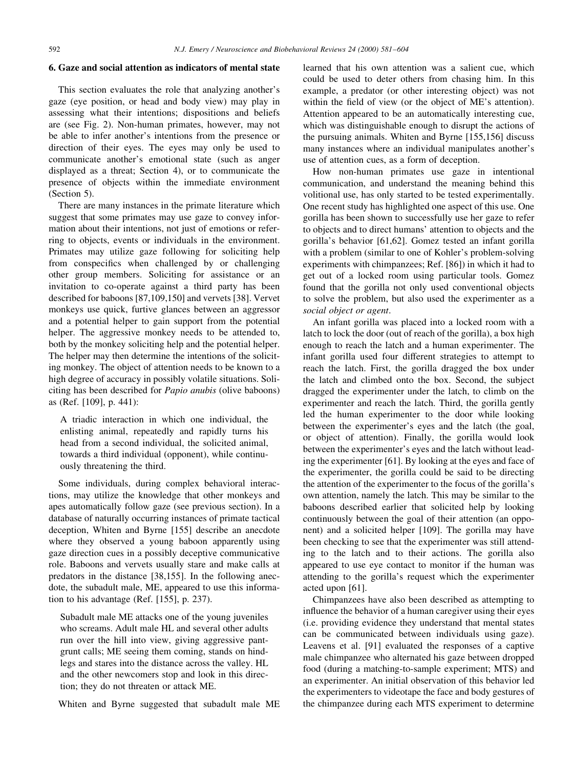## 6. Gaze and social attention as indicators of mental state

This section evaluates the role that analyzing another's gaze (eye position, or head and body view) may play in assessing what their intentions; dispositions and beliefs are (see Fig. 2). Non-human primates, however, may not be able to infer another's intentions from the presence or direction of their eyes. The eyes may only be used to communicate another's emotional state (such as anger displayed as a threat; Section 4), or to communicate the presence of objects within the immediate environment (Section 5).

There are many instances in the primate literature which suggest that some primates may use gaze to convey information about their intentions, not just of emotions or referring to objects, events or individuals in the environment. Primates may utilize gaze following for soliciting help from conspecifics when challenged by or challenging other group members. Soliciting for assistance or an invitation to co-operate against a third party has been described for baboons [87,109,150] and vervets [38]. Vervet monkeys use quick, furtive glances between an aggressor and a potential helper to gain support from the potential helper. The aggressive monkey needs to be attended to, both by the monkey soliciting help and the potential helper. The helper may then determine the intentions of the soliciting monkey. The object of attention needs to be known to a high degree of accuracy in possibly volatile situations. Soliciting has been described for *Papio anubis* (olive baboons) as (Ref. [109], p. 441):

> A triadic interaction in which one individual, the enlisting animal, repeatedly and rapidly turns his head from a second individual, the solicited animal, towards a third individual (opponent), while continuously threatening the third.

Some individuals, during complex behavioral interactions, may utilize the knowledge that other monkeys and apes automatically follow gaze (see previous section). In a database of naturally occurring instances of primate tactical deception, Whiten and Byrne [155] describe an anecdote where they observed a young baboon apparently using gaze direction cues in a possibly deceptive communicative role. Baboons and vervets usually stare and make calls at predators in the distance [38,155]. In the following anecdote, the subadult male, ME, appeared to use this information to his advantage (Ref. [155], p. 237).

> Subadult male ME attacks one of the young juveniles who screams. Adult male HL and several other adults run over the hill into view, giving aggressive pant-grunt calls; ME seeing them coming, stands on hind-legs and stares into the distance across the valley. HL and the other newcomers stop and look in this direction; they do not threaten or attack ME.

Whiten and Byrne suggested that subadult male ME learned that his own attention was a salient cue, which could be used to deter others from chasing him. In this example, a predator (or other interesting object) was not within the field of view (or the object of ME's attention). Attention appeared to be an automatically interesting cue, which was distinguishable enough to disrupt the actions of the pursuing animals. Whiten and Byrne [155,156] discuss many instances where an individual manipulates another's use of attention cues, as a form of deception.

How non-human primates use gaze in intentional communication, and understand the meaning behind this volitional use, has only started to be tested experimentally. One recent study has highlighted one aspect of this use. One gorilla has been shown to successfully use her gaze to refer to objects and to direct humans' attention to objects and the gorilla's behavior [61,62]. Gomez tested an infant gorilla with a problem (similar to one of Kohler's problem-solving experiments with chimpanzees; Ref. [86]) in which it had to get out of a locked room using particular tools. Gomez found that the gorilla not only used conventional objects to solve the problem, but also used the experimenter as a *social object or agent*.

An infant gorilla was placed into a locked room with a latch to lock the door (out of reach of the gorilla), a box high enough to reach the latch and a human experimenter. The infant gorilla used four different strategies to attempt to reach the latch. First, the gorilla dragged the box under the latch and climbed onto the box. Second, the subject dragged the experimenter under the latch, to climb on the experimenter and reach the latch. Third, the gorilla gently led the human experimenter to the door while looking between the experimenter's eyes and the latch (the goal, or object of attention). Finally, the gorilla would look between the experimenter's eyes and the latch without leading the experimenter [61]. By looking at the eyes and face of the experimenter, the gorilla could be said to be directing the attention of the experimenter to the focus of the gorilla's own attention, namely the latch. This may be similar to the baboons described earlier that solicited help by looking continuously between the goal of their attention (an opponent) and a solicited helper [109]. The gorilla may have been checking to see that the experimenter was still attending to the latch and to their actions. The gorilla also appeared to use eye contact to monitor if the human was attending to the gorilla's request which the experimenter acted upon [61].

Chimpanzees have also been described as attempting to influence the behavior of a human caregiver using their eyes (i.e. providing evidence they understand that mental states can be communicated between individuals using gaze). Leavens et al. [91] evaluated the responses of a captive male chimpanzee who alternated his gaze between dropped food (during a matching-to-sample experiment; MTS) and an experimenter. An initial observation of this behavior led the experimenters to videotape the face and body gestures of the chimpanzee during each MTS experiment to determine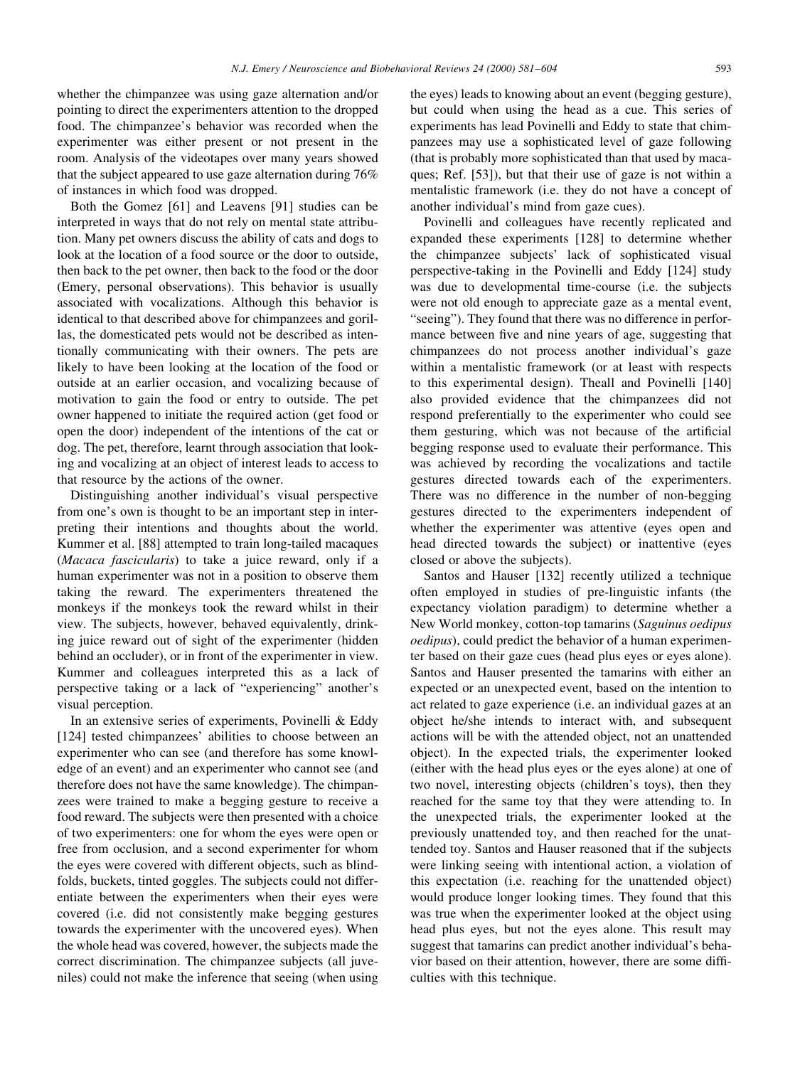whether the chimpanzee was using gaze alternation and/or pointing to direct the experimenters attention to the dropped food. The chimpanzee's behavior was recorded when the experimenter was either present or not present in the room. Analysis of the videotapes over many years showed that the subject appeared to use gaze alternation during 76% of instances in which food was dropped.

Both the Gomez [61] and Leavens [91] studies can be interpreted in ways that do not rely on mental state attribution. Many pet owners discuss the ability of cats and dogs to look at the location of a food source or the door to outside, then back to the pet owner, then back to the food or the door (Emery, personal observations). This behavior is usually associated with vocalizations. Although this behavior is identical to that described above for chimpanzees and gorillas, the domesticated pets would not be described as intentionally communicating with their owners. The pets are likely to have been looking at the location of the food or outside at an earlier occasion, and vocalizing because of motivation to gain the food or entry to outside. The pet owner happened to initiate the required action (get food or open the door) independent of the intentions of the cat or dog. The pet, therefore, learnt through association that looking and vocalizing at an object of interest leads to access to that resource by the actions of the owner.

Distinguishing another individual's visual perspective from one's own is thought to be an important step in interpreting their intentions and thoughts about the world. Kummer et al. [88] attempted to train long-tailed macaques (*Macaca fascicularis*) to take a juice reward, only if a human experimenter was not in a position to observe them taking the reward. The experimenters threatened the monkeys if the monkeys took the reward whilst in their view. The subjects, however, behaved equivalently, drinking juice reward out of sight of the experimenter (hidden behind an occluder), or in front of the experimenter in view. Kummer and colleagues interpreted this as a lack of perspective taking or a lack of "experiencing" another's visual perception.

In an extensive series of experiments, Povinelli & Eddy [124] tested chimpanzees' abilities to choose between an experimenter who can see (and therefore has some knowledge of an event) and an experimenter who cannot see (and therefore does not have the same knowledge). The chimpanzees were trained to make a begging gesture to receive a food reward. The subjects were then presented with a choice of two experimenters: one for whom the eyes were open or free from occlusion, and a second experimenter for whom the eyes were covered with different objects, such as blindfolds, buckets, tinted goggles. The subjects could not differentiate between the experimenters when their eyes were covered (i.e. did not consistently make begging gestures towards the experimenter with the uncovered eyes). When the whole head was covered, however, the subjects made the correct discrimination. The chimpanzee subjects (all juveniles) could not make the inference that seeing (when using the eyes) leads to knowing about an event (begging gesture), but could when using the head as a cue. This series of experiments has lead Povinelli and Eddy to state that chimpanzees may use a sophisticated level of gaze following (that is probably more sophisticated than that used by macaques; Ref. [53]), but that their use of gaze is not within a mentalistic framework (i.e. they do not have a concept of another individual's mind from gaze cues).

Povinelli and colleagues have recently replicated and expanded these experiments [128] to determine whether the chimpanzee subjects' lack of sophisticated visual perspective-taking in the Povinelli and Eddy [124] study was due to developmental time-course (i.e. the subjects were not old enough to appreciate gaze as a mental event, "seeing"). They found that there was no difference in performance between five and nine years of age, suggesting that chimpanzees do not process another individual's gaze within a mentalistic framework (or at least with respects to this experimental design). Theall and Povinelli [140] also provided evidence that the chimpanzees did not respond preferentially to the experimenter who could see them gesturing, which was not because of the artificial begging response used to evaluate their performance. This was achieved by recording the vocalizations and tactile gestures directed towards each of the experimenters. There was no difference in the number of non-begging gestures directed to the experimenters independent of whether the experimenter was attentive (eyes open and head directed towards the subject) or inattentive (eyes closed or above the subjects).

Santos and Hauser [132] recently utilized a technique often employed in studies of pre-linguistic infants (the expectancy violation paradigm) to determine whether a New World monkey, cotton-top tamarins (*Saguinus oedipus oedipus*), could predict the behavior of a human experimenter based on their gaze cues (head plus eyes or eyes alone). Santos and Hauser presented the tamarins with either an expected or an unexpected event, based on the intention to act related to gaze experience (i.e. an individual gazes at an object he/she intends to interact with, and subsequent actions will be with the attended object, not an unattended object). In the expected trials, the experimenter looked (either with the head plus eyes or the eyes alone) at one of two novel, interesting objects (children's toys), then they reached for the same toy that they were attending to. In the unexpected trials, the experimenter looked at the previously unattended toy, and then reached for the unattended toy. Santos and Hauser reasoned that if the subjects were linking seeing with intentional action, a violation of this expectation (i.e. reaching for the unattended object) would produce longer looking times. They found that this was true when the experimenter looked at the object using head plus eyes, but not the eyes alone. This result may suggest that tamarins can predict another individual's behavior based on their attention, however, there are some difficulties with this technique.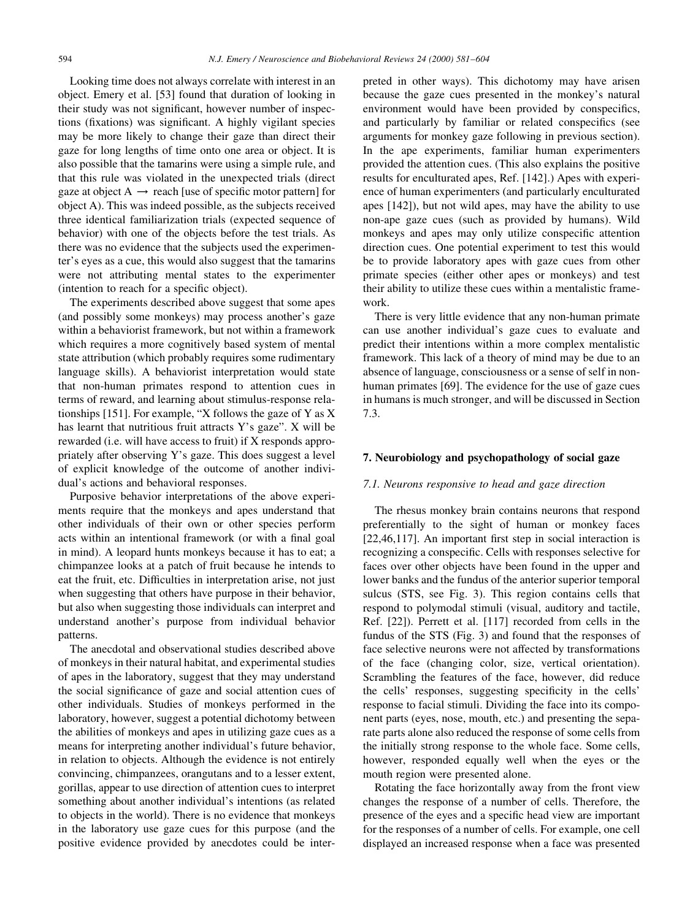Looking time does not always correlate with interest in an object. Emery et al. [53] found that duration of looking in their study was not significant, however number of inspections (fixations) was significant. A highly vigilant species may be more likely to change their gaze than direct their gaze for long lengths of time onto one area or object. It is also possible that the tamarins were using a simple rule, and that this rule was violated in the unexpected trials (direct gaze at object A → reach [use of specific motor pattern] for object A). This was indeed possible, as the subjects received three identical familiarization trials (expected sequence of behavior) with one of the objects before the test trials. As there was no evidence that the subjects used the experimenter's eyes as a cue, this would also suggest that the tamarins were not attributing mental states to the experimenter (intention to reach for a specific object).

The experiments described above suggest that some apes (and possibly some monkeys) may process another's gaze within a behaviorist framework, but not within a framework which requires a more cognitively based system of mental state attribution (which probably requires some rudimentary language skills). A behaviorist interpretation would state that non-human primates respond to attention cues in terms of reward, and learning about stimulus-response relationships [151]. For example, "X follows the gaze of Y as X has learnt that nutritious fruit attracts Y's gaze". X will be rewarded (i.e. will have access to fruit) if X responds appropriately after observing Y's gaze. This does suggest a level of explicit knowledge of the outcome of another individual's actions and behavioral responses.

Purposive behavior interpretations of the above experiments require that the monkeys and apes understand that other individuals of their own or other species perform acts within an intentional framework (or with a final goal in mind). A leopard hunts monkeys because it has to eat; a chimpanzee looks at a patch of fruit because he intends to eat the fruit, etc. Difficulties in interpretation arise, not just when suggesting that others have purpose in their behavior, but also when suggesting those individuals can interpret and understand another's purpose from individual behavior patterns.

The anecdotal and observational studies described above of monkeys in their natural habitat, and experimental studies of apes in the laboratory, suggest that they may understand the social significance of gaze and social attention cues of other individuals. Studies of monkeys performed in the laboratory, however, suggest a potential dichotomy between the abilities of monkeys and apes in utilizing gaze cues as a means for interpreting another individual's future behavior, in relation to objects. Although the evidence is not entirely convincing, chimpanzees, orangutans and to a lesser extent, gorillas, appear to use direction of attention cues to interpret something about another individual's intentions (as related to objects in the world). There is no evidence that monkeys in the laboratory use gaze cues for this purpose (and the positive evidence provided by anecdotes could be interpreted in other ways). This dichotomy may have arisen because the gaze cues presented in the monkey's natural environment would have been provided by conspecifics, and particularly by familiar or related conspecifics (see arguments for monkey gaze following in previous section). In the ape experiments, familiar human experimenters provided the attention cues. (This also explains the positive results for enculturated apes, Ref. [142].) Apes with experience of human experimenters (and particularly enculturated apes [142]), but not wild apes, may have the ability to use non-ape gaze cues (such as provided by humans). Wild monkeys and apes may only utilize conspecific attention direction cues. One potential experiment to test this would be to provide laboratory apes with gaze cues from other primate species (either other apes or monkeys) and test their ability to utilize these cues within a mentalistic framework.

There is very little evidence that any non-human primate can use another individual's gaze cues to evaluate and predict their intentions within a more complex mentalistic framework. This lack of a theory of mind may be due to an absence of language, consciousness or a sense of self in non-human primates [69]. The evidence for the use of gaze cues in humans is much stronger, and will be discussed in Section 7.3.

## 7. Neurobiology and psychopathology of social gaze

### 7.1. Neurons responsive to head and gaze direction

The rhesus monkey brain contains neurons that respond preferentially to the sight of human or monkey faces [22,46,117]. An important first step in social interaction is recognizing a conspecific. Cells with responses selective for faces over other objects have been found in the upper and lower banks and the fundus of the anterior superior temporal sulcus (STS, see Fig. 3). This region contains cells that respond to polymodal stimuli (visual, auditory and tactile, Ref. [22]). Perrett et al. [117] recorded from cells in the fundus of the STS (Fig. 3) and found that the responses of face selective neurons were not affected by transformations of the face (changing color, size, vertical orientation). Scrambling the features of the face, however, did reduce the cells' responses, suggesting specificity in the cells' response to facial stimuli. Dividing the face into its component parts (eyes, nose, mouth, etc.) and presenting the separate parts alone also reduced the response of some cells from the initially strong response to the whole face. Some cells, however, responded equally well when the eyes or the mouth region were presented alone.

Rotating the face horizontally away from the front view changes the response of a number of cells. Therefore, the presence of the eyes and a specific head view are important for the responses of a number of cells. For example, one cell displayed an increased response when a face was presented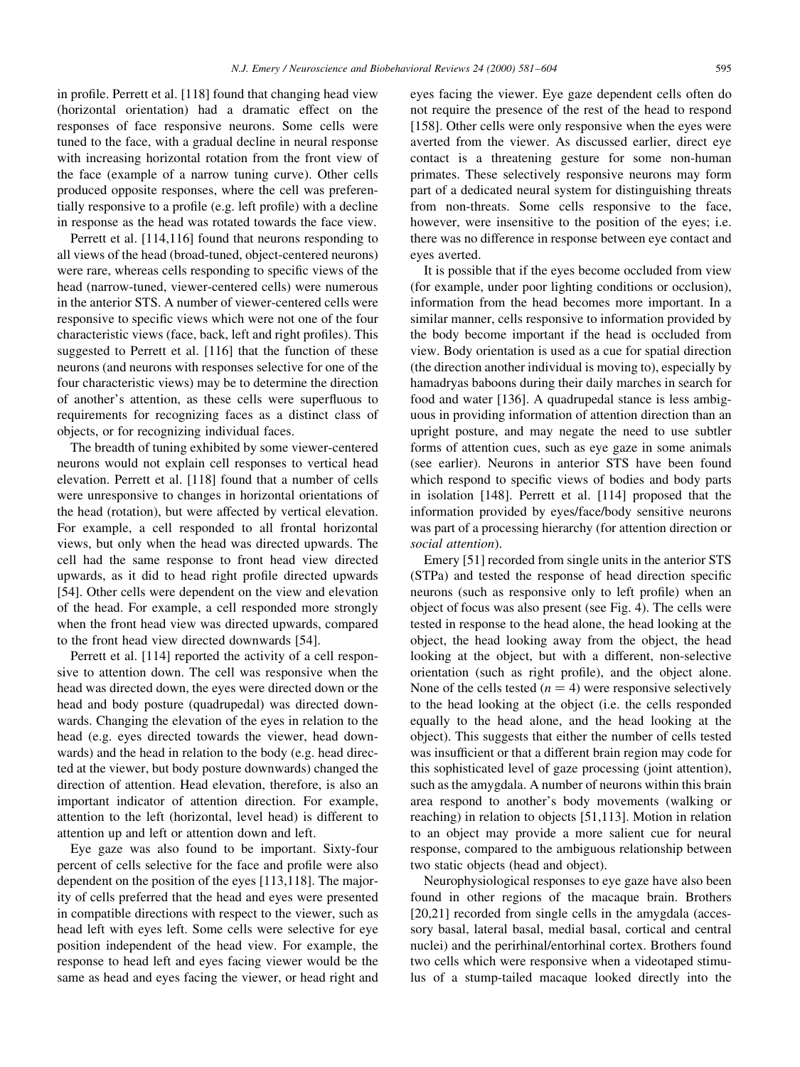in profile. Perrett et al. [118] found that changing head view (horizontal orientation) had a dramatic effect on the responses of face responsive neurons. Some cells were tuned to the face, with a gradual decline in neural response with increasing horizontal rotation from the front view of the face (example of a narrow tuning curve). Other cells produced opposite responses, where the cell was preferentially responsive to a profile (e.g. left profile) with a decline in response as the head was rotated towards the face view.

Perrett et al. [114,116] found that neurons responding to all views of the head (broad-tuned, object-centered neurons) were rare, whereas cells responding to specific views of the head (narrow-tuned, viewer-centered cells) were numerous in the anterior STS. A number of viewer-centered cells were responsive to specific views which were not one of the four characteristic views (face, back, left and right profiles). This suggested to Perrett et al. [116] that the function of these neurons (and neurons with responses selective for one of the four characteristic views) may be to determine the direction of another's attention, as these cells were superfluous to requirements for recognizing faces as a distinct class of objects, or for recognizing individual faces.

The breadth of tuning exhibited by some viewer-centered neurons would not explain cell responses to vertical head elevation. Perrett et al. [118] found that a number of cells were unresponsive to changes in horizontal orientations of the head (rotation), but were affected by vertical elevation. For example, a cell responded to all frontal horizontal views, but only when the head was directed upwards. The cell had the same response to front head view directed upwards, as it did to head right profile directed upwards [54]. Other cells were dependent on the view and elevation of the head. For example, a cell responded more strongly when the front head view was directed upwards, compared to the front head view directed downwards [54].

Perrett et al. [114] reported the activity of a cell responsive to attention down. The cell was responsive when the head was directed down, the eyes were directed down or the head and body posture (quadrupedal) was directed downwards. Changing the elevation of the eyes in relation to the head (e.g. eyes directed towards the viewer, head downwards) and the head in relation to the body (e.g. head directed at the viewer, but body posture downwards) changed the direction of attention. Head elevation, therefore, is also an important indicator of attention direction. For example, attention to the left (horizontal, level head) is different to attention up and left or attention down and left.

Eye gaze was also found to be important. Sixty-four percent of cells selective for the face and profile were also dependent on the position of the eyes [113,118]. The majority of cells preferred that the head and eyes were presented in compatible directions with respect to the viewer, such as head left with eyes left. Some cells were selective for eye position independent of the head view. For example, the response to head left and eyes facing viewer would be the same as head and eyes facing the viewer, or head right and eyes facing the viewer. Eye gaze dependent cells often do not require the presence of the rest of the head to respond [158]. Other cells were only responsive when the eyes were averted from the viewer. As discussed earlier, direct eye contact is a threatening gesture for some non-human primates. These selectively responsive neurons may form part of a dedicated neural system for distinguishing threats from non-threats. Some cells responsive to the face, however, were insensitive to the position of the eyes; i.e. there was no difference in response between eye contact and eyes averted.

It is possible that if the eyes become occluded from view (for example, under poor lighting conditions or occlusion), information from the head becomes more important. In a similar manner, cells responsive to information provided by the body become important if the head is occluded from view. Body orientation is used as a cue for spatial direction (the direction another individual is moving to), especially by hamadryas baboons during their daily marches in search for food and water [136]. A quadrupedal stance is less ambiguous in providing information of attention direction than an upright posture, and may negate the need to use subtler forms of attention cues, such as eye gaze in some animals (see earlier). Neurons in anterior STS have been found which respond to specific views of bodies and body parts in isolation [148]. Perrett et al. [114] proposed that the information provided by eyes/face/body sensitive neurons was part of a processing hierarchy (for attention direction or *social attention*).

Emery [51] recorded from single units in the anterior STS (STPa) and tested the response of head direction specific neurons (such as responsive only to left profile) when an object of focus was also present (see Fig. 4). The cells were tested in response to the head alone, the head looking at the object, the head looking away from the object, the head looking at the object, but with a different, non-selective orientation (such as right profile), and the object alone. None of the cells tested ($n = 4$) were responsive selectively to the head looking at the object (i.e. the cells responded equally to the head alone, and the head looking at the object). This suggests that either the number of cells tested was insufficient or that a different brain region may code for this sophisticated level of gaze processing (joint attention), such as the amygdala. A number of neurons within this brain area respond to another's body movements (walking or reaching) in relation to objects [51,113]. Motion in relation to an object may provide a more salient cue for neural response, compared to the ambiguous relationship between two static objects (head and object).

Neurophysiological responses to eye gaze have also been found in other regions of the macaque brain. Brothers [20,21] recorded from single cells in the amygdala (accessory basal, lateral basal, medial basal, cortical and central nuclei) and the perirhinal/entorhinal cortex. Brothers found two cells which were responsive when a videotaped stimulus of a stump-tailed macaque looked directly into the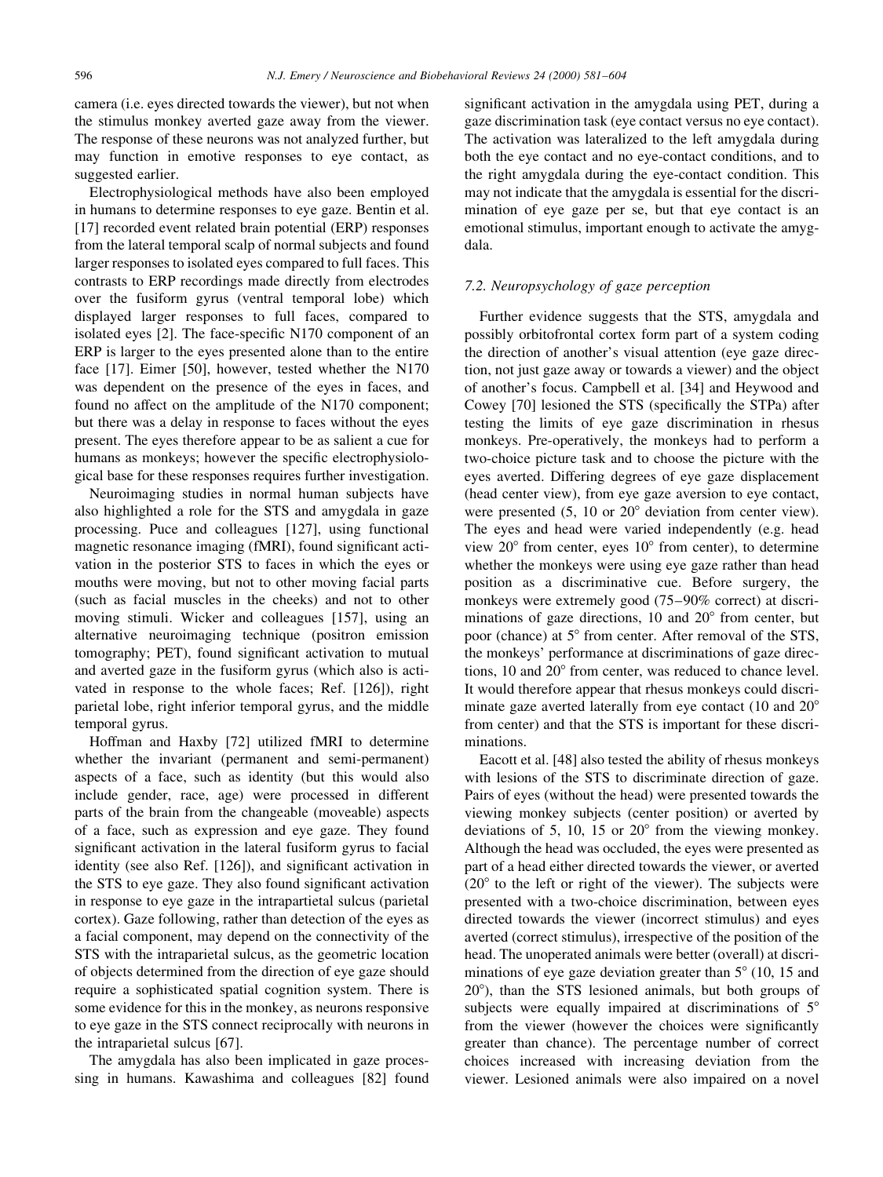camera (i.e. eyes directed towards the viewer), but not when the stimulus monkey averted gaze away from the viewer. The response of these neurons was not analyzed further, but may function in emotive responses to eye contact, as suggested earlier.

Electrophysiological methods have also been employed in humans to determine responses to eye gaze. Bentin et al. [17] recorded event related brain potential (ERP) responses from the lateral temporal scalp of normal subjects and found larger responses to isolated eyes compared to full faces. This contrasts to ERP recordings made directly from electrodes over the fusiform gyrus (ventral temporal lobe) which displayed larger responses to full faces, compared to isolated eyes [2]. The face-specific N170 component of an ERP is larger to the eyes presented alone than to the entire face [17]. Eimer [50], however, tested whether the N170 was dependent on the presence of the eyes in faces, and found no affect on the amplitude of the N170 component; but there was a delay in response to faces without the eyes present. The eyes therefore appear to be as salient a cue for humans as monkeys; however the specific electrophysiological base for these responses requires further investigation.

Neuroimaging studies in normal human subjects have also highlighted a role for the STS and amygdala in gaze processing. Puce and colleagues [127], using functional magnetic resonance imaging (fMRI), found significant activation in the posterior STS to faces in which the eyes or mouths were moving, but not to other moving facial parts (such as facial muscles in the cheeks) and not to other moving stimuli. Wicker and colleagues [157], using an alternative neuroimaging technique (positron emission tomography; PET), found significant activation to mutual and averted gaze in the fusiform gyrus (which also is activated in response to the whole faces; Ref. [126]), right parietal lobe, right inferior temporal gyrus, and the middle temporal gyrus.

Hoffman and Haxby [72] utilized fMRI to determine whether the invariant (permanent and semi-permanent) aspects of a face, such as identity (but this would also include gender, race, age) were processed in different parts of the brain from the changeable (moveable) aspects of a face, such as expression and eye gaze. They found significant activation in the lateral fusiform gyrus to facial identity (see also Ref. [126]), and significant activation in the STS to eye gaze. They also found significant activation in response to eye gaze in the intrapartietal sulcus (parietal cortex). Gaze following, rather than detection of the eyes as a facial component, may depend on the connectivity of the STS with the intraparietal sulcus, as the geometric location of objects determined from the direction of eye gaze should require a sophisticated spatial cognition system. There is some evidence for this in the monkey, as neurons responsive to eye gaze in the STS connect reciprocally with neurons in the intraparietal sulcus [67].

The amygdala has also been implicated in gaze processing in humans. Kawashima and colleagues [82] found significant activation in the amygdala using PET, during a gaze discrimination task (eye contact versus no eye contact). The activation was lateralized to the left amygdala during both the eye contact and no eye-contact conditions, and to the right amygdala during the eye-contact condition. This may not indicate that the amygdala is essential for the discrimination of eye gaze per se, but that eye contact is an emotional stimulus, important enough to activate the amygdala.

### 7.2. Neuropsychology of gaze perception

Further evidence suggests that the STS, amygdala and possibly orbitofrontal cortex form part of a system coding the direction of another's visual attention (eye gaze direction, not just gaze away or towards a viewer) and the object of another's focus. Campbell et al. [34] and Heywood and Cowey [70] lesioned the STS (specifically the STPa) after testing the limits of eye gaze discrimination in rhesus monkeys. Pre-operatively, the monkeys had to perform a two-choice picture task and to choose the picture with the eyes averted. Differing degrees of eye gaze displacement (head center view), from eye gaze aversion to eye contact, were presented (5, 10 or 20° deviation from center view). The eyes and head were varied independently (e.g. head view 20° from center, eyes 10° from center), to determine whether the monkeys were using eye gaze rather than head position as a discriminative cue. Before surgery, the monkeys were extremely good (75–90% correct) at discriminations of gaze directions, 10 and 20° from center, but poor (chance) at 5° from center. After removal of the STS, the monkeys' performance at discriminations of gaze directions, 10 and 20° from center, was reduced to chance level. It would therefore appear that rhesus monkeys could discriminate gaze averted laterally from eye contact (10 and 20° from center) and that the STS is important for these discriminations.

Eacott et al. [48] also tested the ability of rhesus monkeys with lesions of the STS to discriminate direction of gaze. Pairs of eyes (without the head) were presented towards the viewing monkey subjects (center position) or averted by deviations of 5, 10, 15 or 20° from the viewing monkey. Although the head was occluded, the eyes were presented as part of a head either directed towards the viewer, or averted (20° to the left or right of the viewer). The subjects were presented with a two-choice discrimination, between eyes directed towards the viewer (incorrect stimulus) and eyes averted (correct stimulus), irrespective of the position of the head. The unoperated animals were better (overall) at discriminations of eye gaze deviation greater than 5° (10, 15 and 20°), than the STS lesioned animals, but both groups of subjects were equally impaired at discriminations of 5° from the viewer (however the choices were significantly greater than chance). The percentage number of correct choices increased with increasing deviation from the viewer. Lesioned animals were also impaired on a novel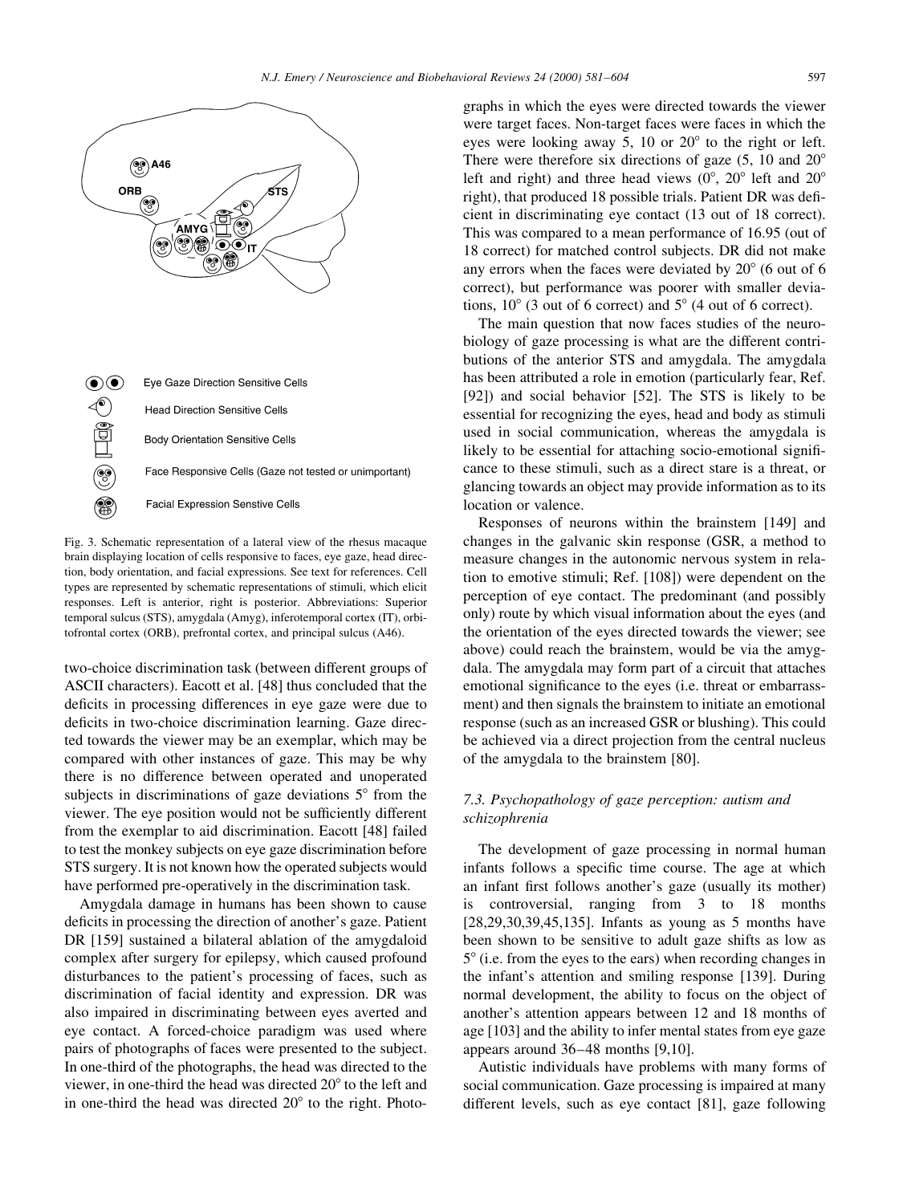Eye Gaze Direction Sensitive Cells

Head Direction Sensitive Cells

Body Orientation Sensitive Cells

Face Responsive Cells (Gaze not tested or unimportant)

Facial Expression Senstive Cells

Fig. 3. Schematic representation of a lateral view of the rhesus macaque brain displaying location of cells responsive to faces, eye gaze, head direction, body orientation, and facial expressions. See text for references. Cell types are represented by schematic representations of stimuli, which elicit responses. Left is anterior, right is posterior. Abbreviations: Superior temporal sulcus (STS), amygdala (Amyg), inferotemporal cortex (IT), orbitofrontal cortex (ORB), prefrontal cortex, and principal sulcus (A46).

two-choice discrimination task (between different groups of ASCII characters). Eacott et al. [48] thus concluded that the deficits in processing differences in eye gaze were due to deficits in two-choice discrimination learning. Gaze directed towards the viewer may be an exemplar, which may be compared with other instances of gaze. This may be why there is no difference between operated and unoperated subjects in discriminations of gaze deviations 5° from the viewer. The eye position would not be sufficiently different from the exemplar to aid discrimination. Eacott [48] failed to test the monkey subjects on eye gaze discrimination before STS surgery. It is not known how the operated subjects would have performed pre-operatively in the discrimination task.

Amygdala damage in humans has been shown to cause deficits in processing the direction of another's gaze. Patient DR [159] sustained a bilateral ablation of the amygdaloid complex after surgery for epilepsy, which caused profound disturbances to the patient's processing of faces, such as discrimination of facial identity and expression. DR was also impaired in discriminating between eyes averted and eye contact. A forced-choice paradigm was used where pairs of photographs of faces were presented to the subject. In one-third of the photographs, the head was directed to the viewer, in one-third the head was directed 20° to the left and in one-third the head was directed 20° to the right. Photographs in which the eyes were directed towards the viewer were target faces. Non-target faces were faces in which the eyes were looking away 5, 10 or 20° to the right or left. There were therefore six directions of gaze (5, 10 and 20° left and right) and three head views (0°, 20° left and 20° right), that produced 18 possible trials. Patient DR was deficient in discriminating eye contact (13 out of 18 correct). This was compared to a mean performance of 16.95 (out of 18 correct) for matched control subjects. DR did not make any errors when the faces were deviated by 20° (6 out of 6 correct), but performance was poorer with smaller deviations, 10° (3 out of 6 correct) and 5° (4 out of 6 correct).

The main question that now faces studies of the neurobiology of gaze processing is what are the different contributions of the anterior STS and amygdala. The amygdala has been attributed a role in emotion (particularly fear, Ref. [92]) and social behavior [52]. The STS is likely to be essential for recognizing the eyes, head and body as stimuli used in social communication, whereas the amygdala is likely to be essential for attaching socio-emotional significance to these stimuli, such as a direct stare is a threat, or glancing towards an object may provide information as to its location or valence.

Responses of neurons within the brainstem [149] and changes in the galvanic skin response (GSR, a method to measure changes in the autonomic nervous system in relation to emotive stimuli; Ref. [108]) were dependent on the perception of eye contact. The predominant (and possibly only) route by which visual information about the eyes (and the orientation of the eyes directed towards the viewer; see above) could reach the brainstem, would be via the amygdala. The amygdala may form part of a circuit that attaches emotional significance to the eyes (i.e. threat or embarrassment) and then signals the brainstem to initiate an emotional response (such as an increased GSR or blushing). This could be achieved via a direct projection from the central nucleus of the amygdala to the brainstem [80].

### 7.3. Psychopathology of gaze perception: autism and schizophrenia

The development of gaze processing in normal human infants follows a specific time course. The age at which an infant first follows another's gaze (usually its mother) is controversial, ranging from 3 to 18 months [28,29,30,39,45,135]. Infants as young as 5 months have been shown to be sensitive to adult gaze shifts as low as 5° (i.e. from the eyes to the ears) when recording changes in the infant's attention and smiling response [139]. During normal development, the ability to focus on the object of another's attention appears between 12 and 18 months of age [103] and the ability to infer mental states from eye gaze appears around 36–48 months [9,10].

Autistic individuals have problems with many forms of social communication. Gaze processing is impaired at many different levels, such as eye contact [81], gaze following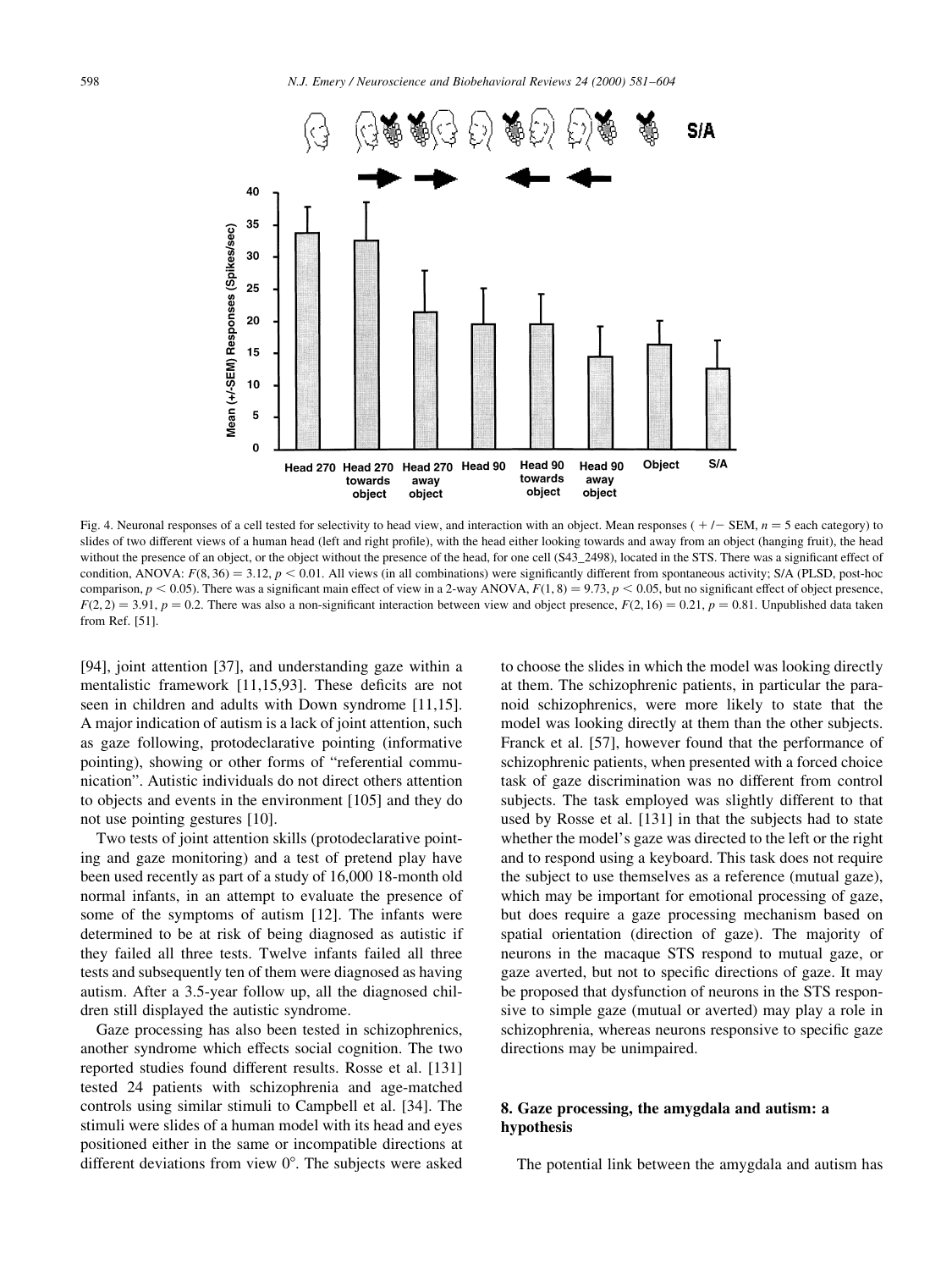Fig. 4. Neuronal responses of a cell tested for selectivity to head view, and interaction with an object. Mean responses ( + /− SEM, $n = 5$ each category) to slides of two different views of a human head (left and right profile), with the head either looking towards and away from an object (hanging fruit), the head without the presence of an object, or the object without the presence of the head, for one cell (S43_2498), located in the STS. There was a significant effect of condition, ANOVA: $F(8, 36) = 3.12$, $p < 0.01$. All views (in all combinations) were significantly different from spontaneous activity; S/A (PLSD, post-hoc comparison, $p < 0.05$). There was a significant main effect of view in a 2-way ANOVA, $F(1, 8) = 9.73$, $p < 0.05$, but no significant effect of object presence, $F(2, 2) = 3.91$, $p = 0.2$. There was also a non-significant interaction between view and object presence, $F(2, 16) = 0.21$, $p = 0.81$. Unpublished data taken from Ref. [51].

[94], joint attention [37], and understanding gaze within a mentalistic framework [11,15,93]. These deficits are not seen in children and adults with Down syndrome [11,15]. A major indication of autism is a lack of joint attention, such as gaze following, protodeclarative pointing (informative pointing), showing or other forms of "referential communication". Autistic individuals do not direct others attention to objects and events in the environment [105] and they do not use pointing gestures [10].

Two tests of joint attention skills (protodeclarative pointing and gaze monitoring) and a test of pretend play have been used recently as part of a study of 16,000 18-month old normal infants, in an attempt to evaluate the presence of some of the symptoms of autism [12]. The infants were determined to be at risk of being diagnosed as autistic if they failed all three tests. Twelve infants failed all three tests and subsequently ten of them were diagnosed as having autism. After a 3.5-year follow up, all the diagnosed children still displayed the autistic syndrome.

Gaze processing has also been tested in schizophrenics, another syndrome which effects social cognition. The two reported studies found different results. Rosse et al. [131] tested 24 patients with schizophrenia and age-matched controls using similar stimuli to Campbell et al. [34]. The stimuli were slides of a human model with its head and eyes positioned either in the same or incompatible directions at different deviations from view 0°. The subjects were asked to choose the slides in which the model was looking directly at them. The schizophrenic patients, in particular the paranoid schizophrenics, were more likely to state that the model was looking directly at them than the other subjects. Franck et al. [57], however found that the performance of schizophrenic patients, when presented with a forced choice task of gaze discrimination was no different from control subjects. The task employed was slightly different to that used by Rosse et al. [131] in that the subjects had to state whether the model's gaze was directed to the left or the right and to respond using a keyboard. This task does not require the subject to use themselves as a reference (mutual gaze), which may be important for emotional processing of gaze, but does require a gaze processing mechanism based on spatial orientation (direction of gaze). The majority of neurons in the macaque STS respond to mutual gaze, or gaze averted, but not to specific directions of gaze. It may be proposed that dysfunction of neurons in the STS responsive to simple gaze (mutual or averted) may play a role in schizophrenia, whereas neurons responsive to specific gaze directions may be unimpaired.

## 8. Gaze processing, the amygdala and autism: a hypothesis

The potential link between the amygdala and autism has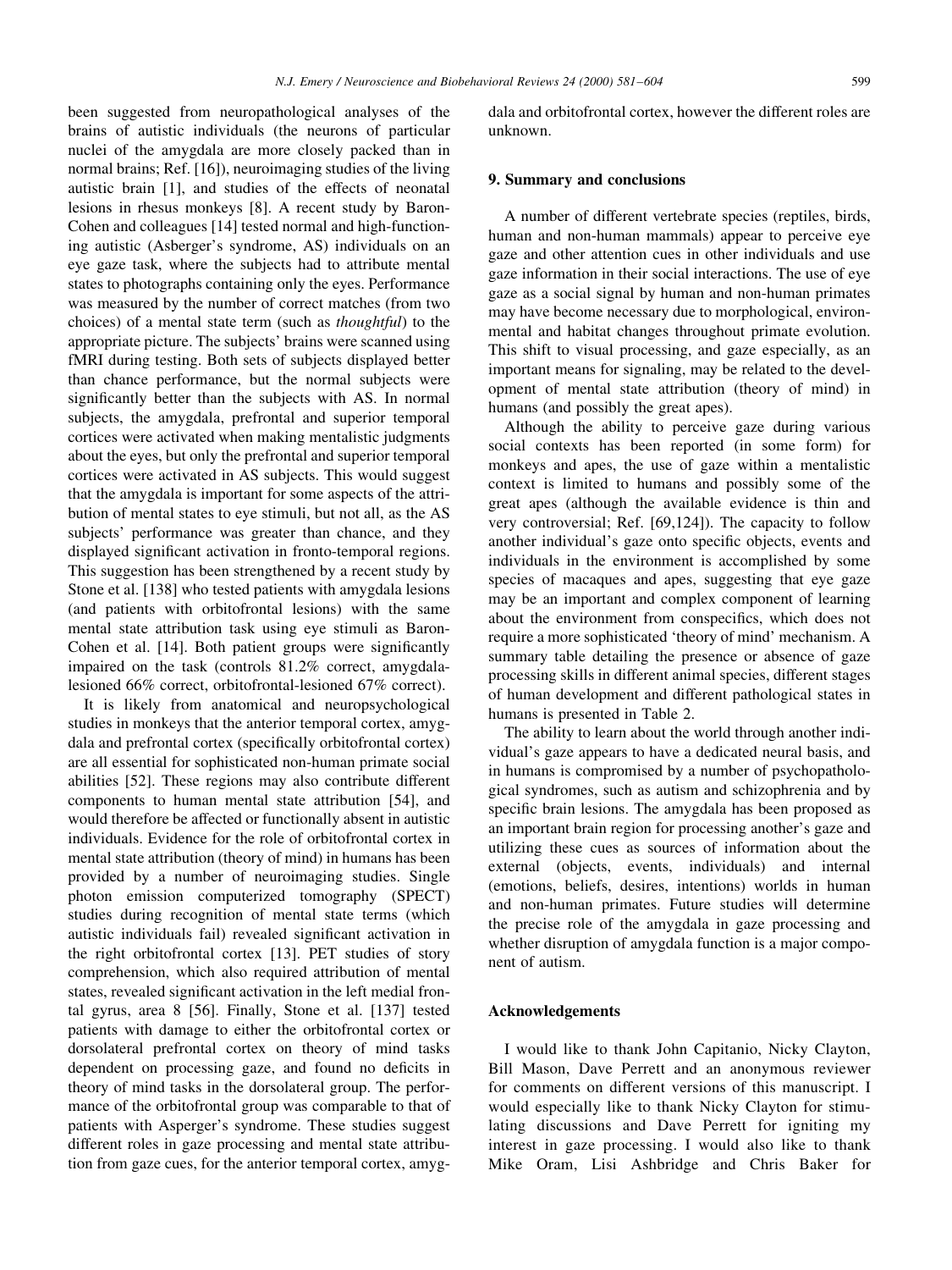been suggested from neuropathological analyses of the brains of autistic individuals (the neurons of particular nuclei of the amygdala are more closely packed than in normal brains; Ref. [16]), neuroimaging studies of the living autistic brain [1], and studies of the effects of neonatal lesions in rhesus monkeys [8]. A recent study by Baron-Cohen and colleagues [14] tested normal and high-functioning autistic (Asberger's syndrome, AS) individuals on an eye gaze task, where the subjects had to attribute mental states to photographs containing only the eyes. Performance was measured by the number of correct matches (from two choices) of a mental state term (such as *thoughtful*) to the appropriate picture. The subjects' brains were scanned using fMRI during testing. Both sets of subjects displayed better than chance performance, but the normal subjects were significantly better than the subjects with AS. In normal subjects, the amygdala, prefrontal and superior temporal cortices were activated when making mentalistic judgments about the eyes, but only the prefrontal and superior temporal cortices were activated in AS subjects. This would suggest that the amygdala is important for some aspects of the attribution of mental states to eye stimuli, but not all, as the AS subjects' performance was greater than chance, and they displayed significant activation in fronto-temporal regions. This suggestion has been strengthened by a recent study by Stone et al. [138] who tested patients with amygdala lesions (and patients with orbitofrontal lesions) with the same mental state attribution task using eye stimuli as Baron-Cohen et al. [14]. Both patient groups were significantly impaired on the task (controls 81.2% correct, amygdala-lesioned 66% correct, orbitofrontal-lesioned 67% correct).

It is likely from anatomical and neuropsychological studies in monkeys that the anterior temporal cortex, amygdala and prefrontal cortex (specifically orbitofrontal cortex) are all essential for sophisticated non-human primate social abilities [52]. These regions may also contribute different components to human mental state attribution [54], and would therefore be affected or functionally absent in autistic individuals. Evidence for the role of orbitofrontal cortex in mental state attribution (theory of mind) in humans has been provided by a number of neuroimaging studies. Single photon emission computerized tomography (SPECT) studies during recognition of mental state terms (which autistic individuals fail) revealed significant activation in the right orbitofrontal cortex [13]. PET studies of story comprehension, which also required attribution of mental states, revealed significant activation in the left medial frontal gyrus, area 8 [56]. Finally, Stone et al. [137] tested patients with damage to either the orbitofrontal cortex or dorsolateral prefrontal cortex on theory of mind tasks dependent on processing gaze, and found no deficits in theory of mind tasks in the dorsolateral group. The performance of the orbitofrontal group was comparable to that of patients with Asperger's syndrome. These studies suggest different roles in gaze processing and mental state attribution from gaze cues, for the anterior temporal cortex, amygdala and orbitofrontal cortex, however the different roles are unknown.

## 9. Summary and conclusions

A number of different vertebrate species (reptiles, birds, human and non-human mammals) appear to perceive eye gaze and other attention cues in other individuals and use gaze information in their social interactions. The use of eye gaze as a social signal by human and non-human primates may have become necessary due to morphological, environmental and habitat changes throughout primate evolution. This shift to visual processing, and gaze especially, as an important means for signaling, may be related to the development of mental state attribution (theory of mind) in humans (and possibly the great apes).

Although the ability to perceive gaze during various social contexts has been reported (in some form) for monkeys and apes, the use of gaze within a mentalistic context is limited to humans and possibly some of the great apes (although the available evidence is thin and very controversial; Ref. [69,124]). The capacity to follow another individual's gaze onto specific objects, events and individuals in the environment is accomplished by some species of macaques and apes, suggesting that eye gaze may be an important and complex component of learning about the environment from conspecifics, which does not require a more sophisticated 'theory of mind' mechanism. A summary table detailing the presence or absence of gaze processing skills in different animal species, different stages of human development and different pathological states in humans is presented in Table 2.

The ability to learn about the world through another individual's gaze appears to have a dedicated neural basis, and in humans is compromised by a number of psychopathological syndromes, such as autism and schizophrenia and by specific brain lesions. The amygdala has been proposed as an important brain region for processing another's gaze and utilizing these cues as sources of information about the external (objects, events, individuals) and internal (emotions, beliefs, desires, intentions) worlds in human and non-human primates. Future studies will determine the precise role of the amygdala in gaze processing and whether disruption of amygdala function is a major component of autism.

## Acknowledgements

I would like to thank John Capitanio, Nicky Clayton, Bill Mason, Dave Perrett and an anonymous reviewer for comments on different versions of this manuscript. I would especially like to thank Nicky Clayton for stimulating discussions and Dave Perrett for igniting my interest in gaze processing. I would also like to thank Mike Oram, Lisi Ashbridge and Chris Baker for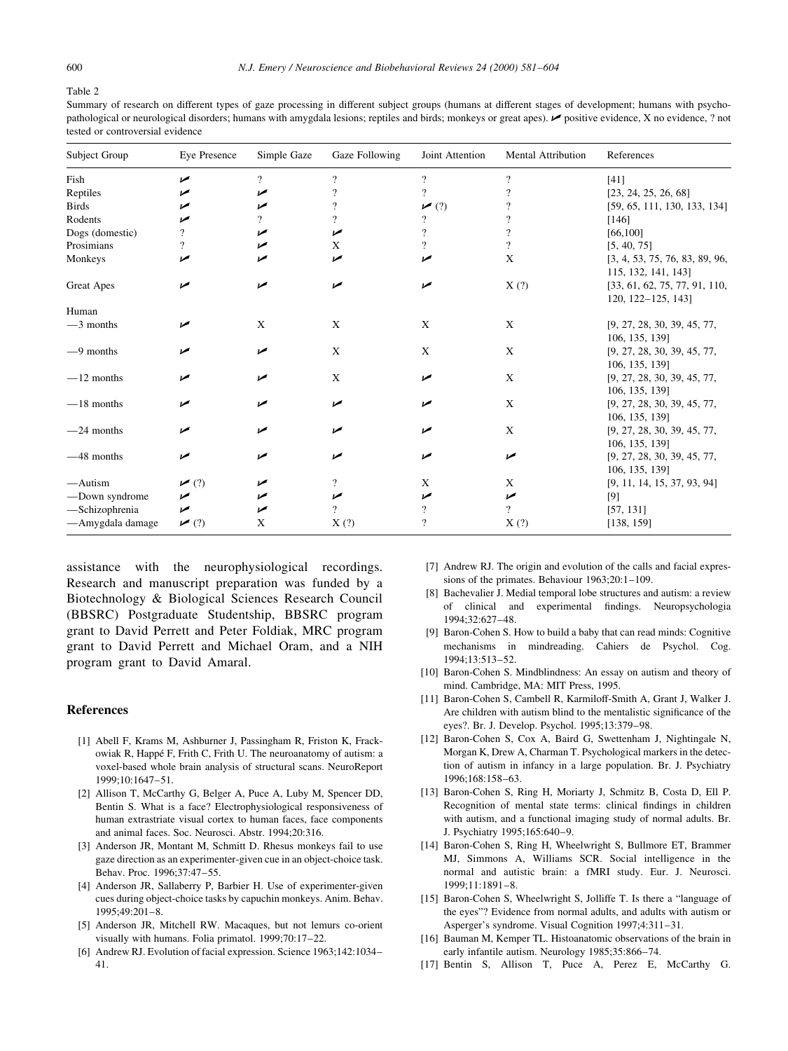Table 2

Summary of research on different types of gaze processing in different subject groups (humans at different stages of development; humans with psychopathological or neurological disorders; humans with amygdala lesions; reptiles and birds; monkeys or great apes). ✓ positive evidence, X no evidence, ? not tested or controversial evidence

| Subject Group | Eye Presence | Simple Gaze | Gaze Following | Joint Attention | Mental Attribution | References |
|---|---|---|---|---|---|---|
| Fish | ✓ | ? | ? | ? | ? | [41] |
| Reptiles | ✓ | ✓ | ? | ? | ? | [23, 24, 25, 26, 68] |
| Birds | ✓ | ✓ | ? | ✓ (?) | ? | [59, 65, 111, 130, 133, 134] |
| Rodents | ✓ | ? | ? | ? | ? | [146] |
| Dogs (domestic) | ? | ✓ | ✓ | ? | ? | [66,100] |
| Prosimians | ? | ✓ | X | ? | ? | [5, 40, 75] |
| Monkeys | ✓ | ✓ | ✓ | ✓ | X | [3, 4, 53, 75, 76, 83, 89, 96, 115, 132, 141, 143] |
| Great Apes | ✓ | ✓ | ✓ | ✓ | X (?) | [33, 61, 62, 75, 77, 91, 110, 120, 122–125, 143] |
| Human | | | | | | |
| —3 months | ✓ | X | X | X | X | [9, 27, 28, 30, 39, 45, 77, 106, 135, 139] |
| —9 months | ✓ | ✓ | X | X | X | [9, 27, 28, 30, 39, 45, 77, 106, 135, 139] |
| —12 months | ✓ | ✓ | X | ✓ | X | [9, 27, 28, 30, 39, 45, 77, 106, 135, 139] |
| —18 months | ✓ | ✓ | ✓ | ✓ | X | [9, 27, 28, 30, 39, 45, 77, 106, 135, 139] |
| —24 months | ✓ | ✓ | ✓ | ✓ | X | [9, 27, 28, 30, 39, 45, 77, 106, 135, 139] |
| —48 months | ✓ | ✓ | ✓ | ✓ | ✓ | [9, 27, 28, 30, 39, 45, 77, 106, 135, 139] |
| —Autism | ✓ (?) | ✓ | ? | X | X | [9, 11, 14, 15, 37, 93, 94] |
| —Down syndrome | ✓ | ✓ | ✓ | ✓ | ✓ | [9] |
| —Schizophrenia | ✓ | ✓ | ? | ? | ? | [57, 131] |
| —Amygdala damage | ✓ (?) | X | X (?) | ? | X (?) | [138, 159] |

assistance with the neurophysiological recordings. Research and manuscript preparation was funded by a Biotechnology & Biological Sciences Research Council (BBSRC) Postgraduate Studentship, BBSRC program grant to David Perrett and Peter Foldiak, MRC program grant to David Perrett and Michael Oram, and a NIH program grant to David Amaral.

## References

[1] Abell F, Krams M, Ashburner J, Passingham R, Friston K, Frackowiak R, Happé F, Frith C, Frith U. The neuroanatomy of autism: a voxel-based whole brain analysis of structural scans. NeuroReport 1999;10:1647–51.

[2] Allison T, McCarthy G, Belger A, Puce A, Luby M, Spencer DD, Bentin S. What is a face? Electrophysiological responsiveness of human extrastriate visual cortex to human faces, face components and animal faces. Soc. Neurosci. Abstr. 1994;20:316.

[3] Anderson JR, Montant M, Schmitt D. Rhesus monkeys fail to use gaze direction as an experimenter-given cue in an object-choice task. Behav. Proc. 1996;37:47–55.

[4] Anderson JR, Sallaberry P, Barbier H. Use of experimenter-given cues during object-choice tasks by capuchin monkeys. Anim. Behav. 1995;49:201–8.

[5] Anderson JR, Mitchell RW. Macaques, but not lemurs co-orient visually with humans. Folia primatol. 1999;70:17–22.

[6] Andrew RJ. Evolution of facial expression. Science 1963;142:1034–41.

[7] Andrew RJ. The origin and evolution of the calls and facial expressions of the primates. Behaviour 1963;20:1–109.

[8] Bachevalier J. Medial temporal lobe structures and autism: a review of clinical and experimental findings. Neuropsychologia 1994;32:627–48.

[9] Baron-Cohen S. How to build a baby that can read minds: Cognitive mechanisms in mindreading. Cahiers de Psychol. Cog. 1994;13:513–52.

[10] Baron-Cohen S. Mindblindness: An essay on autism and theory of mind. Cambridge, MA: MIT Press, 1995.

[11] Baron-Cohen S, Cambell R, Karmiloff-Smith A, Grant J, Walker J. Are children with autism blind to the mentalistic significance of the eyes?. Br. J. Develop. Psychol. 1995;13:379–98.

[12] Baron-Cohen S, Cox A, Baird G, Swettenham J, Nightingale N, Morgan K, Drew A, Charman T. Psychological markers in the detection of autism in infancy in a large population. Br. J. Psychiatry 1996;168:158–63.

[13] Baron-Cohen S, Ring H, Moriarty J, Schmitz B, Costa D, Ell P. Recognition of mental state terms: clinical findings in children with autism, and a functional imaging study of normal adults. Br. J. Psychiatry 1995;165:640–9.

[14] Baron-Cohen S, Ring H, Wheelwright S, Bullmore ET, Brammer MJ, Simmons A, Williams SCR. Social intelligence in the normal and autistic brain: a fMRI study. Eur. J. Neurosci. 1999;11:1891–8.

[15] Baron-Cohen S, Wheelwright S, Jolliffe T. Is there a "language of the eyes"? Evidence from normal adults, and adults with autism or Asperger's syndrome. Visual Cognition 1997;4:311–31.

[16] Bauman M, Kemper TL. Histoanatomic observations of the brain in early infantile autism. Neurology 1985;35:866–74.

[17] Bentin S, Allison T, Puce A, Perez E, McCarthy G.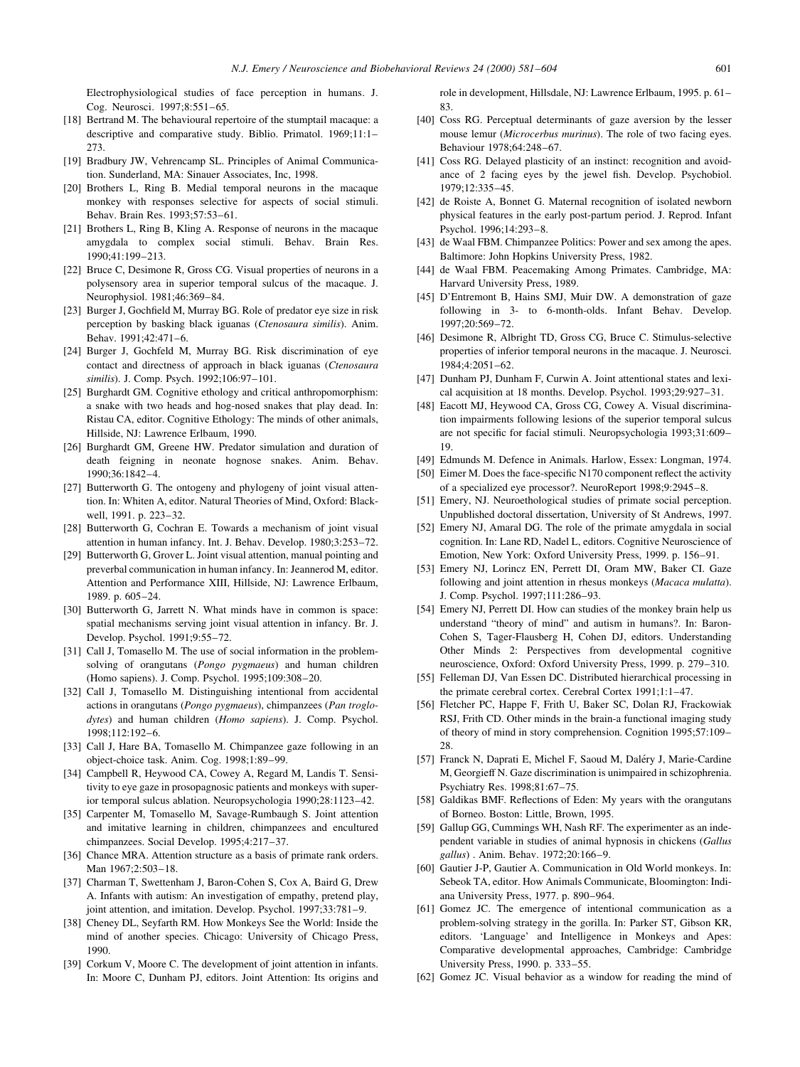Electrophysiological studies of face perception in humans. J. Cog. Neurosci. 1997;8:551–65.

[18] Bertrand M. The behavioural repertoire of the stumptail macaque: a descriptive and comparative study. Biblio. Primatol. 1969;11:1–273.

[19] Bradbury JW, Vehrencamp SL. Principles of Animal Communication. Sunderland, MA: Sinauer Associates, Inc, 1998.

[20] Brothers L, Ring B. Medial temporal neurons in the macaque monkey with responses selective for aspects of social stimuli. Behav. Brain Res. 1993;57:53–61.

[21] Brothers L, Ring B, Kling A. Response of neurons in the macaque amygdala to complex social stimuli. Behav. Brain Res. 1990;41:199–213.

[22] Bruce C, Desimone R, Gross CG. Visual properties of neurons in a polysensory area in superior temporal sulcus of the macaque. J. Neurophysiol. 1981;46:369–84.

[23] Burger J, Gochfield M, Murray BG. Role of predator eye size in risk perception by basking black iguanas (*Ctenosaura similis*). Anim. Behav. 1991;42:471–6.

[24] Burger J, Gochfeld M, Murray BG. Risk discrimination of eye contact and directness of approach in black iguanas (*Ctenosaura similis*). J. Comp. Psych. 1992;106:97–101.

[25] Burghardt GM. Cognitive ethology and critical anthropomorphism: a snake with two heads and hog-nosed snakes that play dead. In: Ristau CA, editor. Cognitive Ethology: The minds of other animals, Hillside, NJ: Lawrence Erlbaum, 1990.

[26] Burghardt GM, Greene HW. Predator simulation and duration of death feigning in neonate hognose snakes. Anim. Behav. 1990;36:1842–4.

[27] Butterworth G. The ontogeny and phylogeny of joint visual attention. In: Whiten A, editor. Natural Theories of Mind, Oxford: Blackwell, 1991. p. 223–32.

[28] Butterworth G, Cochran E. Towards a mechanism of joint visual attention in human infancy. Int. J. Behav. Develop. 1980;3:253–72.

[29] Butterworth G, Grover L. Joint visual attention, manual pointing and preverbal communication in human infancy. In: Jeannerod M, editor. Attention and Performance XIII, Hillside, NJ: Lawrence Erlbaum, 1989. p. 605–24.

[30] Butterworth G, Jarrett N. What minds have in common is space: spatial mechanisms serving joint visual attention in infancy. Br. J. Develop. Psychol. 1991;9:55–72.

[31] Call J, Tomasello M. The use of social information in the problem-solving of orangutans (*Pongo pygmaeus*) and human children (Homo sapiens). J. Comp. Psychol. 1995;109:308–20.

[32] Call J, Tomasello M. Distinguishing intentional from accidental actions in orangutans (*Pongo pygmaeus*), chimpanzees (*Pan troglodytes*) and human children (*Homo sapiens*). J. Comp. Psychol. 1998;112:192–6.

[33] Call J, Hare BA, Tomasello M. Chimpanzee gaze following in an object-choice task. Anim. Cog. 1998;1:89–99.

[34] Campbell R, Heywood CA, Cowey A, Regard M, Landis T. Sensitivity to eye gaze in prosopagnosic patients and monkeys with superior temporal sulcus ablation. Neuropsychologia 1990;28:1123–42.

[35] Carpenter M, Tomasello M, Savage-Rumbaugh S. Joint attention and imitative learning in children, chimpanzees and encultured chimpanzees. Social Develop. 1995;4:217–37.

[36] Chance MRA. Attention structure as a basis of primate rank orders. Man 1967;2:503–18.

[37] Charman T, Swettenham J, Baron-Cohen S, Cox A, Baird G, Drew A. Infants with autism: An investigation of empathy, pretend play, joint attention, and imitation. Develop. Psychol. 1997;33:781–9.

[38] Cheney DL, Seyfarth RM. How Monkeys See the World: Inside the mind of another species. Chicago: University of Chicago Press, 1990.

[39] Corkum V, Moore C. The development of joint attention in infants. In: Moore C, Dunham PJ, editors. Joint Attention: Its origins and role in development, Hillsdale, NJ: Lawrence Erlbaum, 1995. p. 61–83.

[40] Coss RG. Perceptual determinants of gaze aversion by the lesser mouse lemur (*Microcerbus murinus*). The role of two facing eyes. Behaviour 1978;64:248–67.

[41] Coss RG. Delayed plasticity of an instinct: recognition and avoidance of 2 facing eyes by the jewel fish. Develop. Psychobiol. 1979;12:335–45.

[42] de Roiste A, Bonnet G. Maternal recognition of isolated newborn physical features in the early post-partum period. J. Reprod. Infant Psychol. 1996;14:293–8.

[43] de Waal FBM. Chimpanzee Politics: Power and sex among the apes. Baltimore: John Hopkins University Press, 1982.

[44] de Waal FBM. Peacemaking Among Primates. Cambridge, MA: Harvard University Press, 1989.

[45] D'Entremont B, Hains SMJ, Muir DW. A demonstration of gaze following in 3- to 6-month-olds. Infant Behav. Develop. 1997;20:569–72.

[46] Desimone R, Albright TD, Gross CG, Bruce C. Stimulus-selective properties of inferior temporal neurons in the macaque. J. Neurosci. 1984;4:2051–62.

[47] Dunham PJ, Dunham F, Curwin A. Joint attentional states and lexical acquisition at 18 months. Develop. Psychol. 1993;29:927–31.

[48] Eacott MJ, Heywood CA, Gross CG, Cowey A. Visual discrimination impairments following lesions of the superior temporal sulcus are not specific for facial stimuli. Neuropsychologia 1993;31:609–19.

[49] Edmunds M. Defence in Animals. Harlow, Essex: Longman, 1974.

[50] Eimer M. Does the face-specific N170 component reflect the activity of a specialized eye processor?. NeuroReport 1998;9:2945–8.

[51] Emery, NJ. Neuroethological studies of primate social perception. Unpublished doctoral dissertation, University of St Andrews, 1997.

[52] Emery NJ, Amaral DG. The role of the primate amygdala in social cognition. In: Lane RD, Nadel L, editors. Cognitive Neuroscience of Emotion, New York: Oxford University Press, 1999. p. 156–91.

[53] Emery NJ, Lorincz EN, Perrett DI, Oram MW, Baker CI. Gaze following and joint attention in rhesus monkeys (*Macaca mulatta*). J. Comp. Psychol. 1997;111:286–93.

[54] Emery NJ, Perrett DI. How can studies of the monkey brain help us understand "theory of mind" and autism in humans?. In: Baron-Cohen S, Tager-Flausberg H, Cohen DJ, editors. Understanding Other Minds 2: Perspectives from developmental cognitive neuroscience, Oxford: Oxford University Press, 1999. p. 279–310.

[55] Felleman DJ, Van Essen DC. Distributed hierarchical processing in the primate cerebral cortex. Cerebral Cortex 1991;1:1–47.

[56] Fletcher PC, Happe F, Frith U, Baker SC, Dolan RJ, Frackowiak RSJ, Frith CD. Other minds in the brain-a functional imaging study of theory of mind in story comprehension. Cognition 1995;57:109–28.

[57] Franck N, Daprati E, Michel F, Saoud M, Daléry J, Marie-Cardine M, Georgieff N. Gaze discrimination is unimpaired in schizophrenia. Psychiatry Res. 1998;81:67–75.

[58] Galdikas BMF. Reflections of Eden: My years with the orangutans of Borneo. Boston: Little, Brown, 1995.

[59] Gallup GG, Cummings WH, Nash RF. The experimenter as an independent variable in studies of animal hypnosis in chickens (*Gallus gallus*) . Anim. Behav. 1972;20:166–9.

[60] Gautier J-P, Gautier A. Communication in Old World monkeys. In: Sebeok TA, editor. How Animals Communicate, Bloomington: Indiana University Press, 1977. p. 890–964.

[61] Gomez JC. The emergence of intentional communication as a problem-solving strategy in the gorilla. In: Parker ST, Gibson KR, editors. 'Language' and Intelligence in Monkeys and Apes: Comparative developmental approaches, Cambridge: Cambridge University Press, 1990. p. 333–55.

[62] Gomez JC. Visual behavior as a window for reading the mind of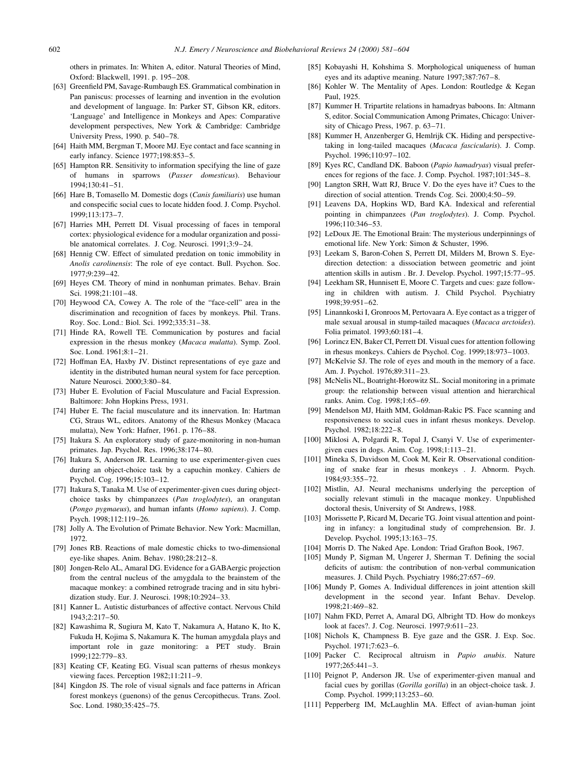others in primates. In: Whiten A, editor. Natural Theories of Mind, Oxford: Blackwell, 1991. p. 195–208.

[63] Greenfield PM, Savage-Rumbaugh ES. Grammatical combination in Pan paniscus: processes of learning and invention in the evolution and development of language. In: Parker ST, Gibson KR, editors. 'Language' and Intelligence in Monkeys and Apes: Comparative development perspectives, New York & Cambridge: Cambridge University Press, 1990. p. 540–78.

[64] Haith MM, Bergman T, Moore MJ. Eye contact and face scanning in early infancy. Science 1977;198:853–5.

[65] Hampton RR. Sensitivity to information specifying the line of gaze of humans in sparrows (*Passer domesticus*). Behaviour 1994;130:41–51.

[66] Hare B, Tomasello M. Domestic dogs (*Canis familiaris*) use human and conspecific social cues to locate hidden food. J. Comp. Psychol. 1999;113:173–7.

[67] Harries MH, Perrett DI. Visual processing of faces in temporal cortex: physiological evidence for a modular organization and possible anatomical correlates. J. Cog. Neurosci. 1991;3:9–24.

[68] Hennig CW. Effect of simulated predation on tonic immobility in *Anolis carolinensis*: The role of eye contact. Bull. Psychon. Soc. 1977;9:239–42.

[69] Heyes CM. Theory of mind in nonhuman primates. Behav. Brain Sci. 1998;21:101–48.

[70] Heywood CA, Cowey A. The role of the "face-cell" area in the discrimination and recognition of faces by monkeys. Phil. Trans. Roy. Soc. Lond.: Biol. Sci. 1992;335:31–38.

[71] Hinde RA, Rowell TE. Communication by postures and facial expression in the rhesus monkey (*Macaca mulatta*). Symp. Zool. Soc. Lond. 1961;8:1–21.

[72] Hoffman EA, Haxby JV. Distinct representations of eye gaze and identity in the distributed human neural system for face perception. Nature Neurosci. 2000;3:80–84.

[73] Huber E. Evolution of Facial Musculature and Facial Expression. Baltimore: John Hopkins Press, 1931.

[74] Huber E. The facial musculature and its innervation. In: Hartman CG, Straus WL, editors. Anatomy of the Rhesus Monkey (Macaca mulatta), New York: Hafner, 1961. p. 176–88.

[75] Itakura S. An exploratory study of gaze-monitoring in non-human primates. Jap. Psychol. Res. 1996;38:174–80.

[76] Itakura S, Anderson JR. Learning to use experimenter-given cues during an object-choice task by a capuchin monkey. Cahiers de Psychol. Cog. 1996;15:103–12.

[77] Itakura S, Tanaka M. Use of experimenter-given cues during object-choice tasks by chimpanzees (*Pan troglodytes*), an orangutan (*Pongo pygmaeus*), and human infants (*Homo sapiens*). J. Comp. Psych. 1998;112:119–26.

[78] Jolly A. The Evolution of Primate Behavior. New York: Macmillan, 1972.

[79] Jones RB. Reactions of male domestic chicks to two-dimensional eye-like shapes. Anim. Behav. 1980;28:212–8.

[80] Jongen-Relo AL, Amaral DG. Evidence for a GABAergic projection from the central nucleus of the amygdala to the brainstem of the macaque monkey: a combined retrograde tracing and in situ hybridization study. Eur. J. Neurosci. 1998;10:2924–33.

[81] Kanner L. Autistic disturbances of affective contact. Nervous Child 1943;2:217–50.

[82] Kawashima R, Sugiura M, Kato T, Nakamura A, Hatano K, Ito K, Fukuda H, Kojima S, Nakamura K. The human amygdala plays and important role in gaze monitoring: a PET study. Brain 1999;122:779–83.

[83] Keating CF, Keating EG. Visual scan patterns of rhesus monkeys viewing faces. Perception 1982;11:211–9.

[84] Kingdon JS. The role of visual signals and face patterns in African forest monkeys (guenons) of the genus Cercopithecus. Trans. Zool. Soc. Lond. 1980;35:425–75.

[85] Kobayashi H, Kohshima S. Morphological uniqueness of human eyes and its adaptive meaning. Nature 1997;387:767–8.

[86] Kohler W. The Mentality of Apes. London: Routledge & Kegan Paul, 1925.

[87] Kummer H. Tripartite relations in hamadryas baboons. In: Altmann S, editor. Social Communication Among Primates, Chicago: University of Chicago Press, 1967. p. 63–71.

[88] Kummer H, Anzenberger G, Hemlrijk CK. Hiding and perspective-taking in long-tailed macaques (*Macaca fascicularis*). J. Comp. Psychol. 1996;110:97–102.

[89] Kyes RC, Candland DK. Baboon (*Papio hamadryas*) visual preferences for regions of the face. J. Comp. Psychol. 1987;101:345–8.

[90] Langton SRH, Watt RJ, Bruce V. Do the eyes have it? Cues to the direction of social attention. Trends Cog. Sci. 2000;4:50–59.

[91] Leavens DA, Hopkins WD, Bard KA. Indexical and referential pointing in chimpanzees (*Pan troglodytes*). J. Comp. Psychol. 1996;110:346–53.

[92] LeDoux JE. The Emotional Brain: The mysterious underpinnings of emotional life. New York: Simon & Schuster, 1996.

[93] Leekam S, Baron-Cohen S, Perrett DI, Milders M, Brown S. Eye-direction detection: a dissociation between geometric and joint attention skills in autism . Br. J. Develop. Psychol. 1997;15:77–95.

[94] Leekham SR, Hunnisett E, Moore C. Targets and cues: gaze following in children with autism. J. Child Psychol. Psychiatry 1998;39:951–62.

[95] Linannkoski I, Gronroos M, Pertovaara A. Eye contact as a trigger of male sexual arousal in stump-tailed macaques (*Macaca arctoides*). Folia primatol. 1993;60:181–4.

[96] Lorincz EN, Baker CI, Perrett DI. Visual cues for attention following in rhesus monkeys. Cahiers de Psychol. Cog. 1999;18:973–1003.

[97] McKelvie SJ. The role of eyes and mouth in the memory of a face. Am. J. Psychol. 1976;89:311–23.

[98] McNelis NL, Boatright-Horowitz SL. Social monitoring in a primate group: the relationship between visual attention and hierarchical ranks. Anim. Cog. 1998;1:65–69.

[99] Mendelson MJ, Haith MM, Goldman-Rakic PS. Face scanning and responsiveness to social cues in infant rhesus monkeys. Develop. Psychol. 1982;18:222–8.

[100] Miklosi A, Polgardi R, Topal J, Csanyi V. Use of experimenter-given cues in dogs. Anim. Cog. 1998;1:113–21.

[101] Mineka S, Davidson M, Cook M, Keir R. Observational conditioning of snake fear in rhesus monkeys . J. Abnorm. Psych. 1984;93:355–72.

[102] Mistlin, AJ. Neural mechanisms underlying the perception of socially relevant stimuli in the macaque monkey. Unpublished doctoral thesis, University of St Andrews, 1988.

[103] Morissette P, Ricard M, Decarie TG. Joint visual attention and pointing in infancy: a longitudinal study of comprehension. Br. J. Develop. Psychol. 1995;13:163–75.

[104] Morris D. The Naked Ape. London: Triad Grafton Book, 1967.

[105] Mundy P, Sigman M, Ungerer J, Sherman T. Defining the social deficits of autism: the contribution of non-verbal communication measures. J. Child Psych. Psychiatry 1986;27:657–69.

[106] Mundy P, Gomes A. Individual differences in joint attention skill development in the second year. Infant Behav. Develop. 1998;21:469–82.

[107] Nahm FKD, Perret A, Amaral DG, Albright TD. How do monkeys look at faces?. J. Cog. Neurosci. 1997;9:611–23.

[108] Nichols K, Champness B. Eye gaze and the GSR. J. Exp. Soc. Psychol. 1971;7:623–6.

[109] Packer C. Reciprocal altruism in *Papio anubis*. Nature 1977;265:441–3.

[110] Peignot P, Anderson JR. Use of experimenter-given manual and facial cues by gorillas (*Gorilla gorilla*) in an object-choice task. J. Comp. Psychol. 1999;113:253–60.

[111] Pepperberg IM, McLaughlin MA. Effect of avian-human joint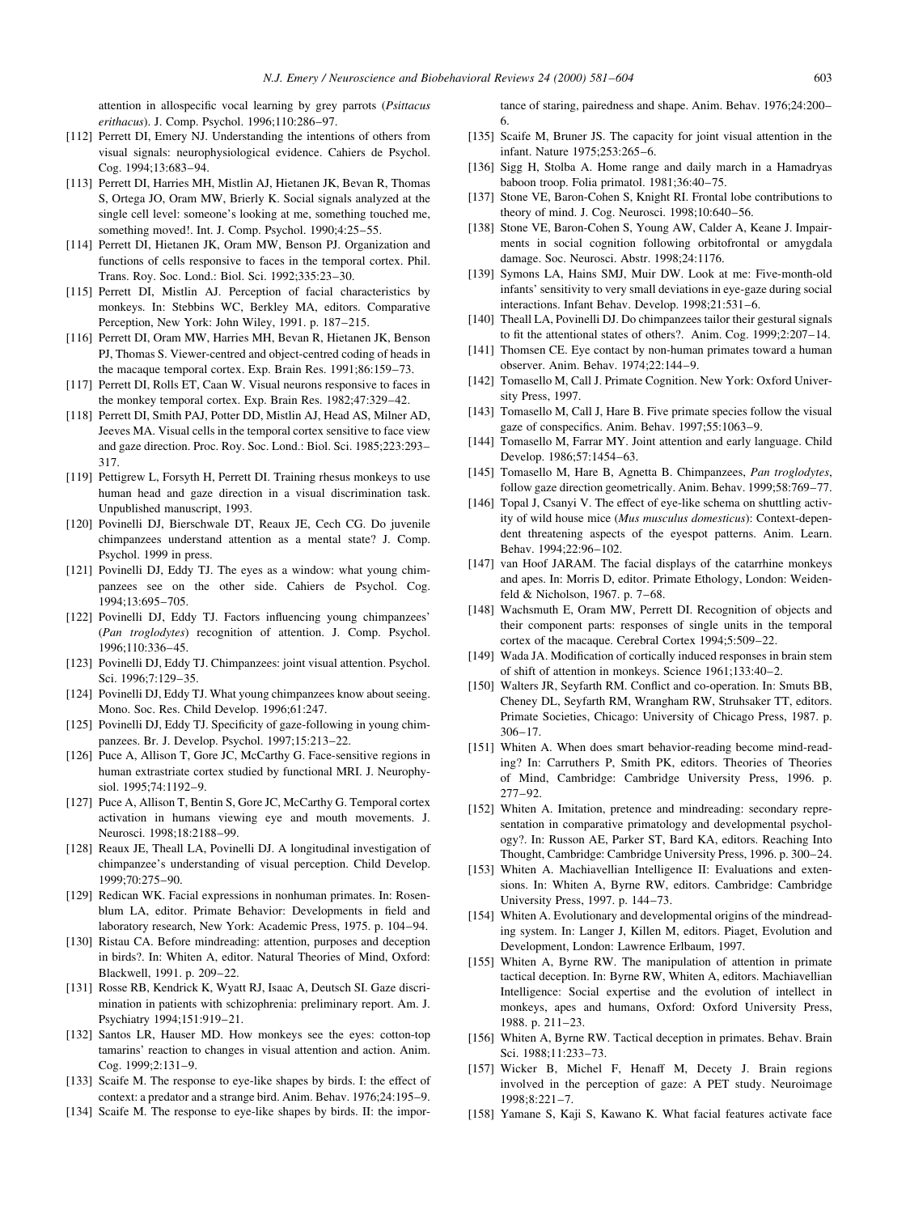attention in allospecific vocal learning by grey parrots (*Psittacus erithacus*). J. Comp. Psychol. 1996;110:286–97.

[112] Perrett DI, Emery NJ. Understanding the intentions of others from visual signals: neurophysiological evidence. Cahiers de Psychol. Cog. 1994;13:683–94.

[113] Perrett DI, Harries MH, Mistlin AJ, Hietanen JK, Bevan R, Thomas S, Ortega JO, Oram MW, Brierly K. Social signals analyzed at the single cell level: someone's looking at me, something touched me, something moved!. Int. J. Comp. Psychol. 1990;4:25–55.

[114] Perrett DI, Hietanen JK, Oram MW, Benson PJ. Organization and functions of cells responsive to faces in the temporal cortex. Phil. Trans. Roy. Soc. Lond.: Biol. Sci. 1992;335:23–30.

[115] Perrett DI, Mistlin AJ. Perception of facial characteristics by monkeys. In: Stebbins WC, Berkley MA, editors. Comparative Perception, New York: John Wiley, 1991. p. 187–215.

[116] Perrett DI, Oram MW, Harries MH, Bevan R, Hietanen JK, Benson PJ, Thomas S. Viewer-centred and object-centred coding of heads in the macaque temporal cortex. Exp. Brain Res. 1991;86:159–73.

[117] Perrett DI, Rolls ET, Caan W. Visual neurons responsive to faces in the monkey temporal cortex. Exp. Brain Res. 1982;47:329–42.

[118] Perrett DI, Smith PAJ, Potter DD, Mistlin AJ, Head AS, Milner AD, Jeeves MA. Visual cells in the temporal cortex sensitive to face view and gaze direction. Proc. Roy. Soc. Lond.: Biol. Sci. 1985;223:293–317.

[119] Pettigrew L, Forsyth H, Perrett DI. Training rhesus monkeys to use human head and gaze direction in a visual discrimination task. Unpublished manuscript, 1993.

[120] Povinelli DJ, Bierschwale DT, Reaux JE, Cech CG. Do juvenile chimpanzees understand attention as a mental state? J. Comp. Psychol. 1999 in press.

[121] Povinelli DJ, Eddy TJ. The eyes as a window: what young chimpanzees see on the other side. Cahiers de Psychol. Cog. 1994;13:695–705.

[122] Povinelli DJ, Eddy TJ. Factors influencing young chimpanzees' (*Pan troglodytes*) recognition of attention. J. Comp. Psychol. 1996;110:336–45.

[123] Povinelli DJ, Eddy TJ. Chimpanzees: joint visual attention. Psychol. Sci. 1996;7:129–35.

[124] Povinelli DJ, Eddy TJ. What young chimpanzees know about seeing. Mono. Soc. Res. Child Develop. 1996;61:247.

[125] Povinelli DJ, Eddy TJ. Specificity of gaze-following in young chimpanzees. Br. J. Develop. Psychol. 1997;15:213–22.

[126] Puce A, Allison T, Gore JC, McCarthy G. Face-sensitive regions in human extrastriate cortex studied by functional MRI. J. Neurophysiol. 1995;74:1192–9.

[127] Puce A, Allison T, Bentin S, Gore JC, McCarthy G. Temporal cortex activation in humans viewing eye and mouth movements. J. Neurosci. 1998;18:2188–99.

[128] Reaux JE, Theall LA, Povinelli DJ. A longitudinal investigation of chimpanzee's understanding of visual perception. Child Develop. 1999;70:275–90.

[129] Redican WK. Facial expressions in nonhuman primates. In: Rosenblum LA, editor. Primate Behavior: Developments in field and laboratory research, New York: Academic Press, 1975. p. 104–94.

[130] Ristau CA. Before mindreading: attention, purposes and deception in birds?. In: Whiten A, editor. Natural Theories of Mind, Oxford: Blackwell, 1991. p. 209–22.

[131] Rosse RB, Kendrick K, Wyatt RJ, Isaac A, Deutsch SI. Gaze discrimination in patients with schizophrenia: preliminary report. Am. J. Psychiatry 1994;151:919–21.

[132] Santos LR, Hauser MD. How monkeys see the eyes: cotton-top tamarins' reaction to changes in visual attention and action. Anim. Cog. 1999;2:131–9.

[133] Scaife M. The response to eye-like shapes by birds. I: the effect of context: a predator and a strange bird. Anim. Behav. 1976;24:195–9.

[134] Scaife M. The response to eye-like shapes by birds. II: the importance of staring, pairedness and shape. Anim. Behav. 1976;24:200–6.

[135] Scaife M, Bruner JS. The capacity for joint visual attention in the infant. Nature 1975;253:265–6.

[136] Sigg H, Stolba A. Home range and daily march in a Hamadryas baboon troop. Folia primatol. 1981;36:40–75.

[137] Stone VE, Baron-Cohen S, Knight RI. Frontal lobe contributions to theory of mind. J. Cog. Neurosci. 1998;10:640–56.

[138] Stone VE, Baron-Cohen S, Young AW, Calder A, Keane J. Impairments in social cognition following orbitofrontal or amygdala damage. Soc. Neurosci. Abstr. 1998;24:1176.

[139] Symons LA, Hains SMJ, Muir DW. Look at me: Five-month-old infants' sensitivity to very small deviations in eye-gaze during social interactions. Infant Behav. Develop. 1998;21:531–6.

[140] Theall LA, Povinelli DJ. Do chimpanzees tailor their gestural signals to fit the attentional states of others?. Anim. Cog. 1999;2:207–14.

[141] Thomsen CE. Eye contact by non-human primates toward a human observer. Anim. Behav. 1974;22:144–9.

[142] Tomasello M, Call J. Primate Cognition. New York: Oxford University Press, 1997.

[143] Tomasello M, Call J, Hare B. Five primate species follow the visual gaze of conspecifics. Anim. Behav. 1997;55:1063–9.

[144] Tomasello M, Farrar MY. Joint attention and early language. Child Develop. 1986;57:1454–63.

[145] Tomasello M, Hare B, Agnetta B. Chimpanzees, *Pan troglodytes*, follow gaze direction geometrically. Anim. Behav. 1999;58:769–77.

[146] Topal J, Csanyi V. The effect of eye-like schema on shuttling activity of wild house mice (*Mus musculus domesticus*): Context-dependent threatening aspects of the eyespot patterns. Anim. Learn. Behav. 1994;22:96–102.

[147] van Hoof JARAM. The facial displays of the catarrhine monkeys and apes. In: Morris D, editor. Primate Ethology, London: Weidenfeld & Nicholson, 1967. p. 7–68.

[148] Wachsmuth E, Oram MW, Perrett DI. Recognition of objects and their component parts: responses of single units in the temporal cortex of the macaque. Cerebral Cortex 1994;5:509–22.

[149] Wada JA. Modification of cortically induced responses in brain stem of shift of attention in monkeys. Science 1961;133:40–2.

[150] Walters JR, Seyfarth RM. Conflict and co-operation. In: Smuts BB, Cheney DL, Seyfarth RM, Wrangham RW, Struhsaker TT, editors. Primate Societies, Chicago: University of Chicago Press, 1987. p. 306–17.

[151] Whiten A. When does smart behavior-reading become mind-reading? In: Carruthers P, Smith PK, editors. Theories of Theories of Mind, Cambridge: Cambridge University Press, 1996. p. 277–92.

[152] Whiten A. Imitation, pretence and mindreading: secondary representation in comparative primatology and developmental psychology?. In: Russon AE, Parker ST, Bard KA, editors. Reaching Into Thought, Cambridge: Cambridge University Press, 1996. p. 300–24.

[153] Whiten A. Machiavellian Intelligence II: Evaluations and extensions. In: Whiten A, Byrne RW, editors. Cambridge: Cambridge University Press, 1997. p. 144–73.

[154] Whiten A. Evolutionary and developmental origins of the mindreading system. In: Langer J, Killen M, editors. Piaget, Evolution and Development, London: Lawrence Erlbaum, 1997.

[155] Whiten A, Byrne RW. The manipulation of attention in primate tactical deception. In: Byrne RW, Whiten A, editors. Machiavellian Intelligence: Social expertise and the evolution of intellect in monkeys, apes and humans, Oxford: Oxford University Press, 1988. p. 211–23.

[156] Whiten A, Byrne RW. Tactical deception in primates. Behav. Brain Sci. 1988;11:233–73.

[157] Wicker B, Michel F, Henaff M, Decety J. Brain regions involved in the perception of gaze: A PET study. Neuroimage 1998;8:221–7.

[158] Yamane S, Kaji S, Kawano K. What facial features activate face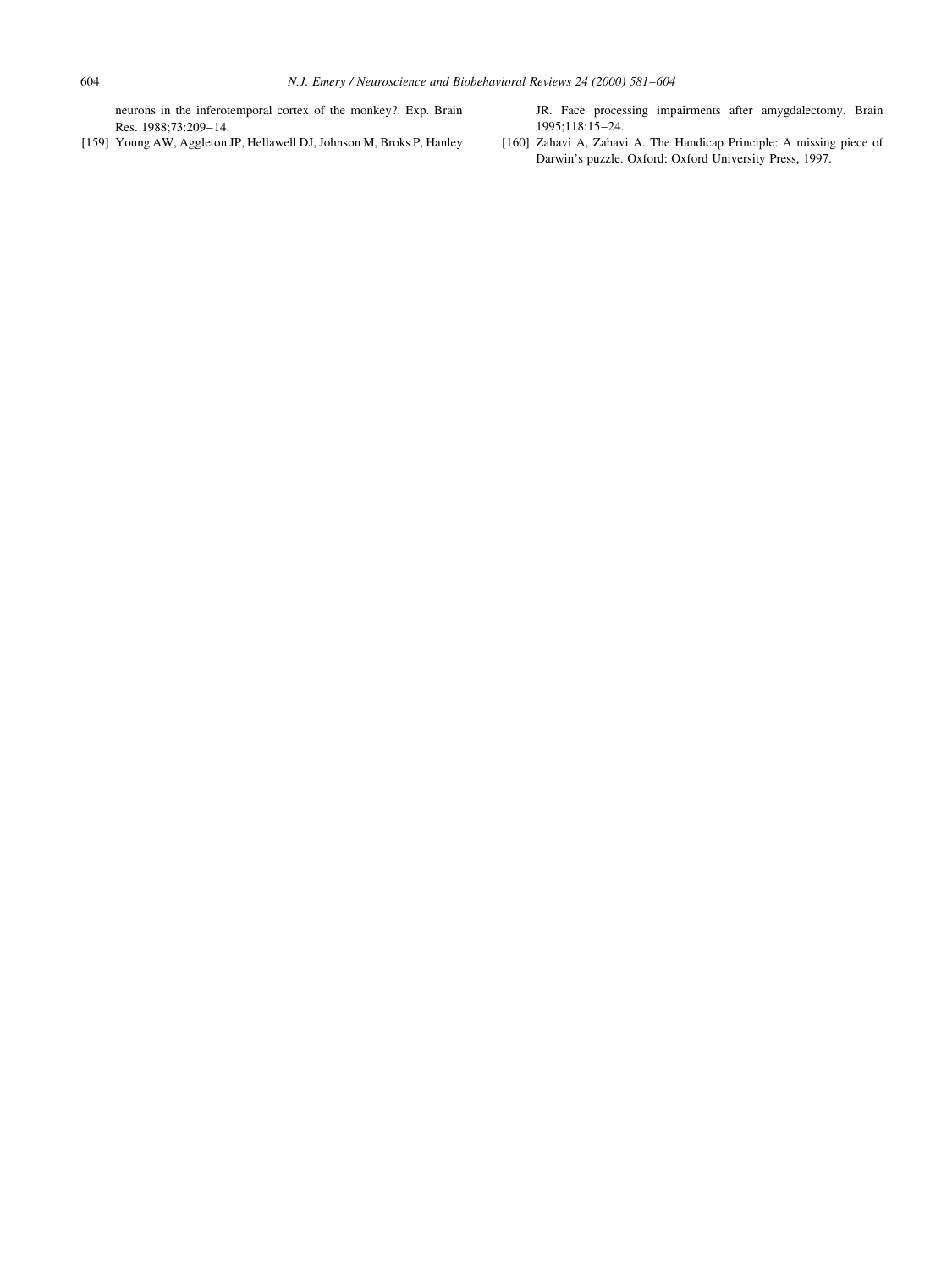neurons in the inferotemporal cortex of the monkey?. Exp. Brain Res. 1988;73:209–14.

[159] Young AW, Aggleton JP, Hellawell DJ, Johnson M, Broks P, Hanley JR. Face processing impairments after amygdalectomy. Brain 1995;118:15–24.

[160] Zahavi A, Zahavi A. The Handicap Principle: A missing piece of Darwin's puzzle. Oxford: Oxford University Press, 1997.